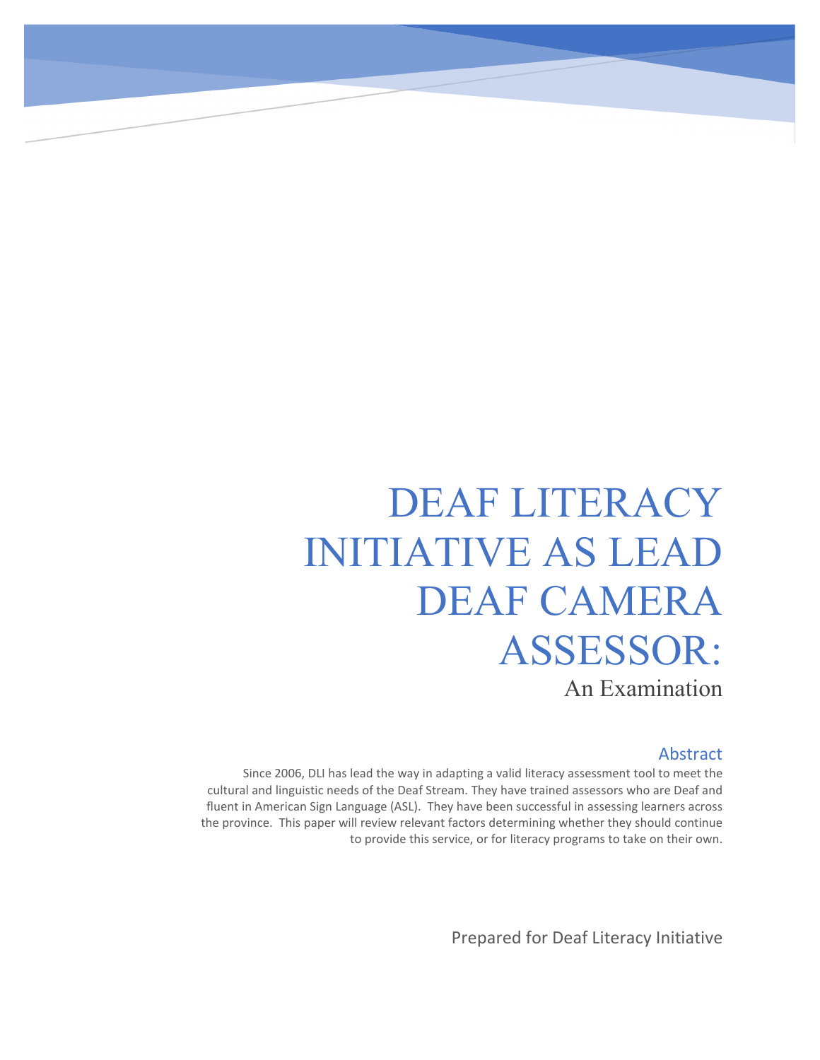# DEAF LITERACY INITIATIVE AS LEAD DEAF CAMERA ASSESSOR:

An Examination

## Abstract

Since 2006, DLI has lead the way in adapting a valid literacy assessment tool to meet the cultural and linguistic needs of the Deaf Stream. They have trained assessors who are Deaf and fluent in American Sign Language (ASL). They have been successful in assessing learners across the province. This paper will review relevant factors determining whether they should continue to provide this service, or for literacy programs to take on their own.

Prepared for Deaf Literacy Initiative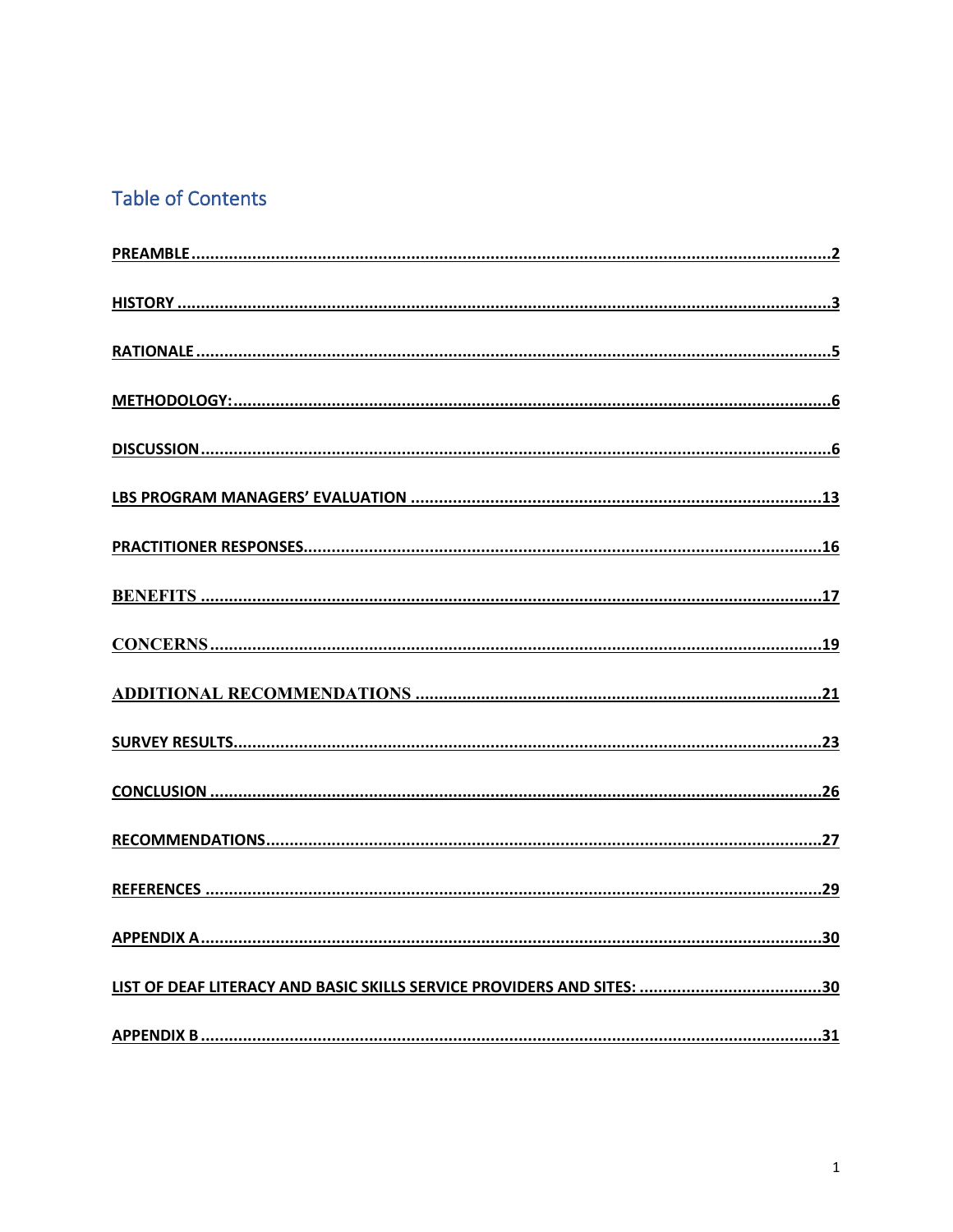## Table of Contents

PREAMBLE ........................................................................................................................................2

HISTORY ..........................................................................................................................................3

RATIONALE ......................................................................................................................................5

METHODOLOGY: ..............................................................................................................................6

DISCUSSION .....................................................................................................................................6

LBS PROGRAM MANAGERS' EVALUATION ......................................................................................13

PRACTITIONER RESPONSES..............................................................................................................16

BENEFITS ..........................................................................................................................................17

CONCERNS .......................................................................................................................................19

ADDITIONAL RECOMMENDATIONS ..................................................................................................21

SURVEY RESULTS.............................................................................................................................23

CONCLUSION ..................................................................................................................................26

RECOMMENDATIONS.......................................................................................................................27

REFERENCES ...................................................................................................................................29

APPENDIX A.....................................................................................................................................30

LIST OF DEAF LITERACY AND BASIC SKILLS SERVICE PROVIDERS AND SITES: .......................................30

APPENDIX B .....................................................................................................................................31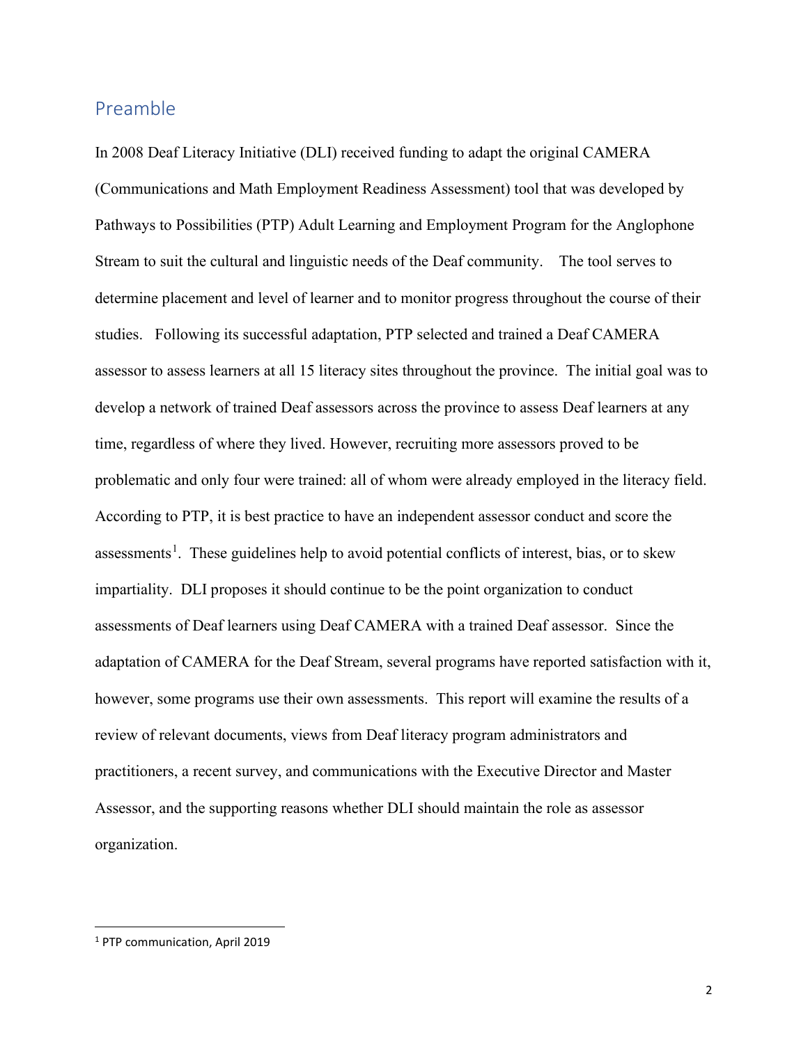## Preamble

In 2008 Deaf Literacy Initiative (DLI) received funding to adapt the original CAMERA (Communications and Math Employment Readiness Assessment) tool that was developed by Pathways to Possibilities (PTP) Adult Learning and Employment Program for the Anglophone Stream to suit the cultural and linguistic needs of the Deaf community. The tool serves to determine placement and level of learner and to monitor progress throughout the course of their studies. Following its successful adaptation, PTP selected and trained a Deaf CAMERA assessor to assess learners at all 15 literacy sites throughout the province. The initial goal was to develop a network of trained Deaf assessors across the province to assess Deaf learners at any time, regardless of where they lived. However, recruiting more assessors proved to be problematic and only four were trained: all of whom were already employed in the literacy field. According to PTP, it is best practice to have an independent assessor conduct and score the assessments[1]. These guidelines help to avoid potential conflicts of interest, bias, or to skew impartiality. DLI proposes it should continue to be the point organization to conduct assessments of Deaf learners using Deaf CAMERA with a trained Deaf assessor. Since the adaptation of CAMERA for the Deaf Stream, several programs have reported satisfaction with it, however, some programs use their own assessments. This report will examine the results of a review of relevant documents, views from Deaf literacy program administrators and practitioners, a recent survey, and communications with the Executive Director and Master Assessor, and the supporting reasons whether DLI should maintain the role as assessor organization.

---

[1] PTP communication, April 2019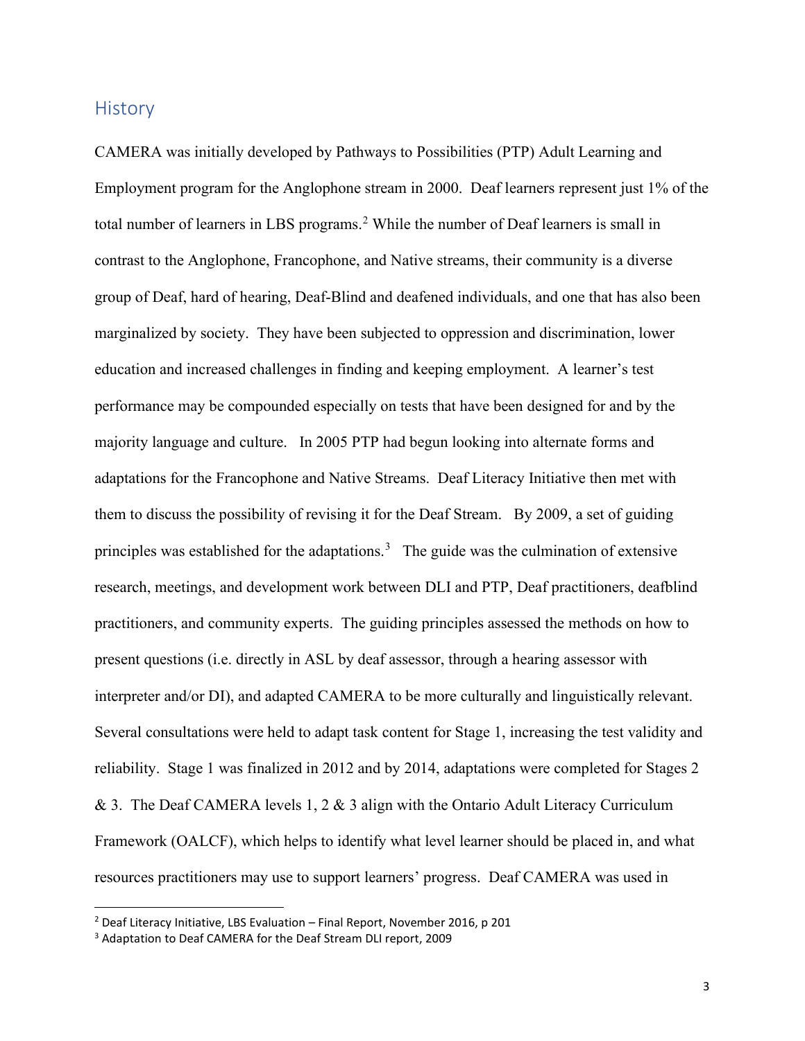## History

CAMERA was initially developed by Pathways to Possibilities (PTP) Adult Learning and Employment program for the Anglophone stream in 2000. Deaf learners represent just 1% of the total number of learners in LBS programs.[2] While the number of Deaf learners is small in contrast to the Anglophone, Francophone, and Native streams, their community is a diverse group of Deaf, hard of hearing, Deaf-Blind and deafened individuals, and one that has also been marginalized by society. They have been subjected to oppression and discrimination, lower education and increased challenges in finding and keeping employment. A learner's test performance may be compounded especially on tests that have been designed for and by the majority language and culture. In 2005 PTP had begun looking into alternate forms and adaptations for the Francophone and Native Streams. Deaf Literacy Initiative then met with them to discuss the possibility of revising it for the Deaf Stream. By 2009, a set of guiding principles was established for the adaptations.[3] The guide was the culmination of extensive research, meetings, and development work between DLI and PTP, Deaf practitioners, deafblind practitioners, and community experts. The guiding principles assessed the methods on how to present questions (i.e. directly in ASL by deaf assessor, through a hearing assessor with interpreter and/or DI), and adapted CAMERA to be more culturally and linguistically relevant. Several consultations were held to adapt task content for Stage 1, increasing the test validity and reliability. Stage 1 was finalized in 2012 and by 2014, adaptations were completed for Stages 2 & 3. The Deaf CAMERA levels 1, 2 & 3 align with the Ontario Adult Literacy Curriculum Framework (OALCF), which helps to identify what level learner should be placed in, and what resources practitioners may use to support learners' progress. Deaf CAMERA was used in

---

[2] Deaf Literacy Initiative, LBS Evaluation – Final Report, November 2016, p 201

[3] Adaptation to Deaf CAMERA for the Deaf Stream DLI report, 2009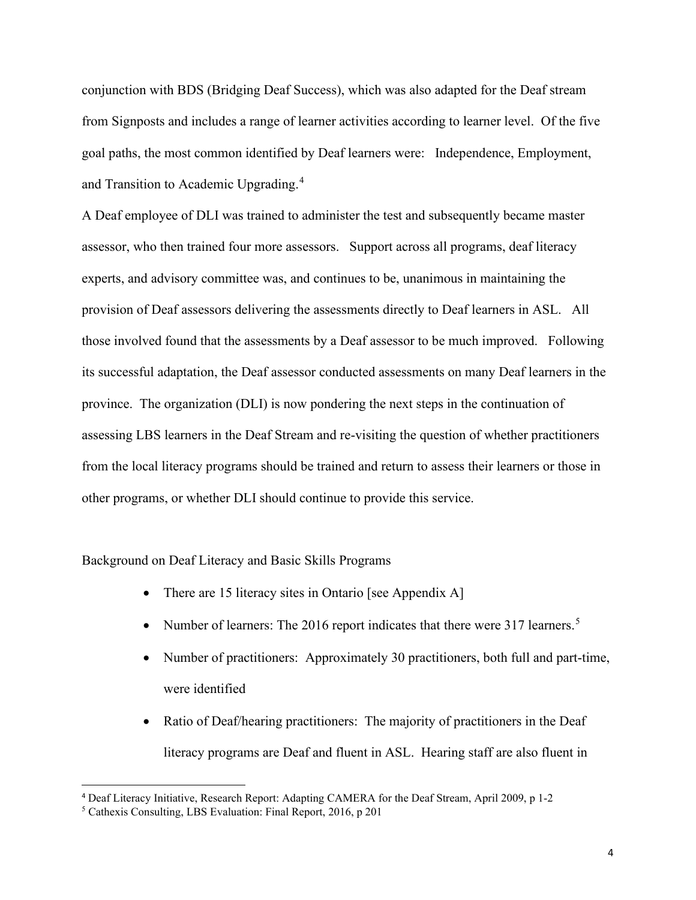conjunction with BDS (Bridging Deaf Success), which was also adapted for the Deaf stream from Signposts and includes a range of learner activities according to learner level. Of the five goal paths, the most common identified by Deaf learners were: Independence, Employment, and Transition to Academic Upgrading.[4]

A Deaf employee of DLI was trained to administer the test and subsequently became master assessor, who then trained four more assessors. Support across all programs, deaf literacy experts, and advisory committee was, and continues to be, unanimous in maintaining the provision of Deaf assessors delivering the assessments directly to Deaf learners in ASL. All those involved found that the assessments by a Deaf assessor to be much improved. Following its successful adaptation, the Deaf assessor conducted assessments on many Deaf learners in the province. The organization (DLI) is now pondering the next steps in the continuation of assessing LBS learners in the Deaf Stream and re-visiting the question of whether practitioners from the local literacy programs should be trained and return to assess their learners or those in other programs, or whether DLI should continue to provide this service.

Background on Deaf Literacy and Basic Skills Programs

- There are 15 literacy sites in Ontario [see Appendix A]
- Number of learners: The 2016 report indicates that there were 317 learners.[5]
- Number of practitioners: Approximately 30 practitioners, both full and part-time, were identified
- Ratio of Deaf/hearing practitioners: The majority of practitioners in the Deaf literacy programs are Deaf and fluent in ASL. Hearing staff are also fluent in

---

[4] Deaf Literacy Initiative, Research Report: Adapting CAMERA for the Deaf Stream, April 2009, p 1-2

[5] Cathexis Consulting, LBS Evaluation: Final Report, 2016, p 201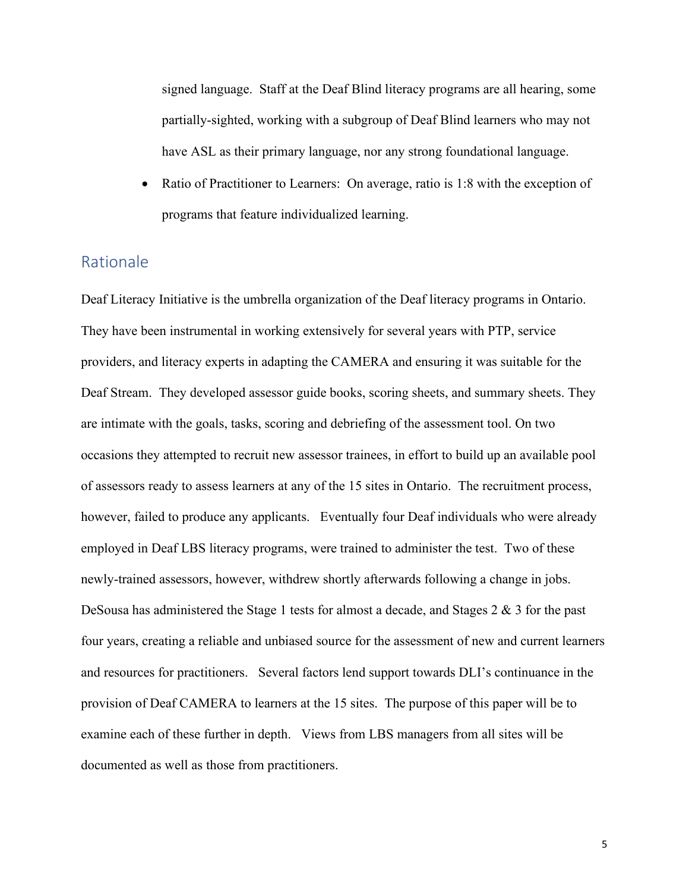signed language. Staff at the Deaf Blind literacy programs are all hearing, some partially-sighted, working with a subgroup of Deaf Blind learners who may not have ASL as their primary language, nor any strong foundational language.

- Ratio of Practitioner to Learners: On average, ratio is 1:8 with the exception of programs that feature individualized learning.

## Rationale

Deaf Literacy Initiative is the umbrella organization of the Deaf literacy programs in Ontario. They have been instrumental in working extensively for several years with PTP, service providers, and literacy experts in adapting the CAMERA and ensuring it was suitable for the Deaf Stream. They developed assessor guide books, scoring sheets, and summary sheets. They are intimate with the goals, tasks, scoring and debriefing of the assessment tool. On two occasions they attempted to recruit new assessor trainees, in effort to build up an available pool of assessors ready to assess learners at any of the 15 sites in Ontario. The recruitment process, however, failed to produce any applicants. Eventually four Deaf individuals who were already employed in Deaf LBS literacy programs, were trained to administer the test. Two of these newly-trained assessors, however, withdrew shortly afterwards following a change in jobs. DeSousa has administered the Stage 1 tests for almost a decade, and Stages 2 & 3 for the past four years, creating a reliable and unbiased source for the assessment of new and current learners and resources for practitioners. Several factors lend support towards DLI's continuance in the provision of Deaf CAMERA to learners at the 15 sites. The purpose of this paper will be to examine each of these further in depth. Views from LBS managers from all sites will be documented as well as those from practitioners.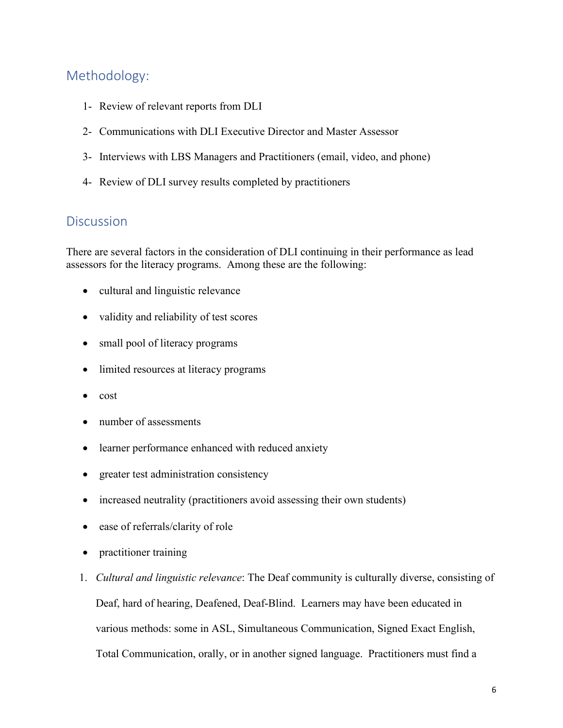## Methodology:

1- Review of relevant reports from DLI

2- Communications with DLI Executive Director and Master Assessor

3- Interviews with LBS Managers and Practitioners (email, video, and phone)

4- Review of DLI survey results completed by practitioners

## Discussion

There are several factors in the consideration of DLI continuing in their performance as lead assessors for the literacy programs. Among these are the following:

- cultural and linguistic relevance
- validity and reliability of test scores
- small pool of literacy programs
- limited resources at literacy programs
- cost
- number of assessments
- learner performance enhanced with reduced anxiety
- greater test administration consistency
- increased neutrality (practitioners avoid assessing their own students)
- ease of referrals/clarity of role
- practitioner training

1. *Cultural and linguistic relevance*: The Deaf community is culturally diverse, consisting of Deaf, hard of hearing, Deafened, Deaf-Blind. Learners may have been educated in various methods: some in ASL, Simultaneous Communication, Signed Exact English, Total Communication, orally, or in another signed language. Practitioners must find a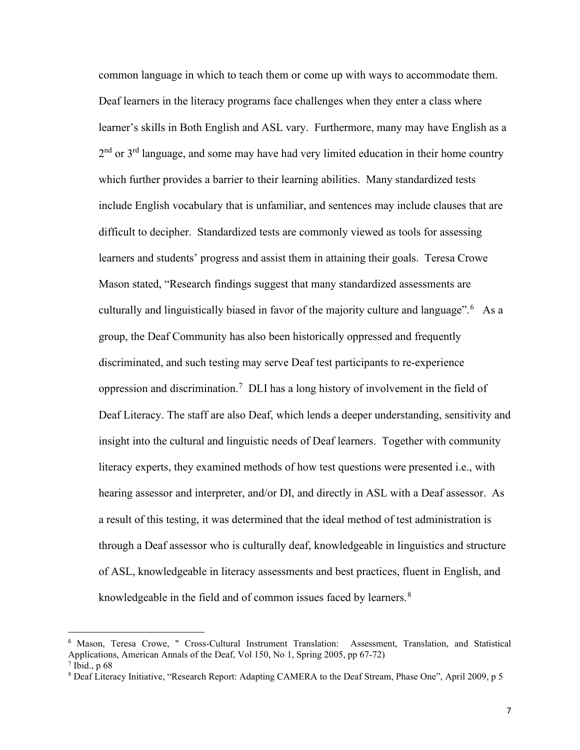common language in which to teach them or come up with ways to accommodate them. Deaf learners in the literacy programs face challenges when they enter a class where learner's skills in Both English and ASL vary. Furthermore, many may have English as a 2nd or 3rd language, and some may have had very limited education in their home country which further provides a barrier to their learning abilities. Many standardized tests include English vocabulary that is unfamiliar, and sentences may include clauses that are difficult to decipher. Standardized tests are commonly viewed as tools for assessing learners and students' progress and assist them in attaining their goals. Teresa Crowe Mason stated, "Research findings suggest that many standardized assessments are culturally and linguistically biased in favor of the majority culture and language".[6] As a group, the Deaf Community has also been historically oppressed and frequently discriminated, and such testing may serve Deaf test participants to re-experience oppression and discrimination.[7] DLI has a long history of involvement in the field of Deaf Literacy. The staff are also Deaf, which lends a deeper understanding, sensitivity and insight into the cultural and linguistic needs of Deaf learners. Together with community literacy experts, they examined methods of how test questions were presented i.e., with hearing assessor and interpreter, and/or DI, and directly in ASL with a Deaf assessor. As a result of this testing, it was determined that the ideal method of test administration is through a Deaf assessor who is culturally deaf, knowledgeable in linguistics and structure of ASL, knowledgeable in literacy assessments and best practices, fluent in English, and knowledgeable in the field and of common issues faced by learners.[8]

---

[6] Mason, Teresa Crowe, " Cross-Cultural Instrument Translation: Assessment, Translation, and Statistical Applications, American Annals of the Deaf, Vol 150, No 1, Spring 2005, pp 67-72)

[7] Ibid., p 68

[8] Deaf Literacy Initiative, "Research Report: Adapting CAMERA to the Deaf Stream, Phase One", April 2009, p 5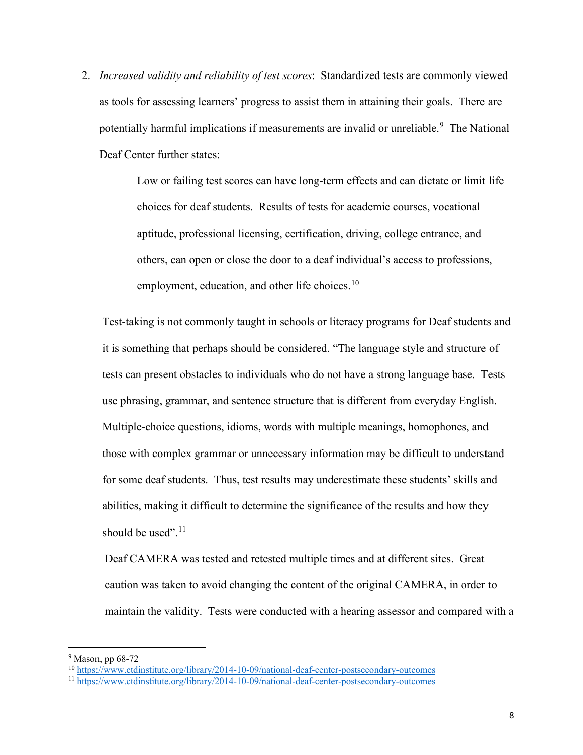2. *Increased validity and reliability of test scores*: Standardized tests are commonly viewed as tools for assessing learners' progress to assist them in attaining their goals. There are potentially harmful implications if measurements are invalid or unreliable.[9] The National Deaf Center further states:

   > Low or failing test scores can have long-term effects and can dictate or limit life choices for deaf students. Results of tests for academic courses, vocational aptitude, professional licensing, certification, driving, college entrance, and others, can open or close the door to a deaf individual's access to professions, employment, education, and other life choices.[10]

   Test-taking is not commonly taught in schools or literacy programs for Deaf students and it is something that perhaps should be considered. "The language style and structure of tests can present obstacles to individuals who do not have a strong language base. Tests use phrasing, grammar, and sentence structure that is different from everyday English. Multiple-choice questions, idioms, words with multiple meanings, homophones, and those with complex grammar or unnecessary information may be difficult to understand for some deaf students. Thus, test results may underestimate these students' skills and abilities, making it difficult to determine the significance of the results and how they should be used".[11]

   Deaf CAMERA was tested and retested multiple times and at different sites. Great caution was taken to avoid changing the content of the original CAMERA, in order to maintain the validity. Tests were conducted with a hearing assessor and compared with a

---

[9] Mason, pp 68-72

[10] https://www.ctdinstitute.org/library/2014-10-09/national-deaf-center-postsecondary-outcomes

[11] https://www.ctdinstitute.org/library/2014-10-09/national-deaf-center-postsecondary-outcomes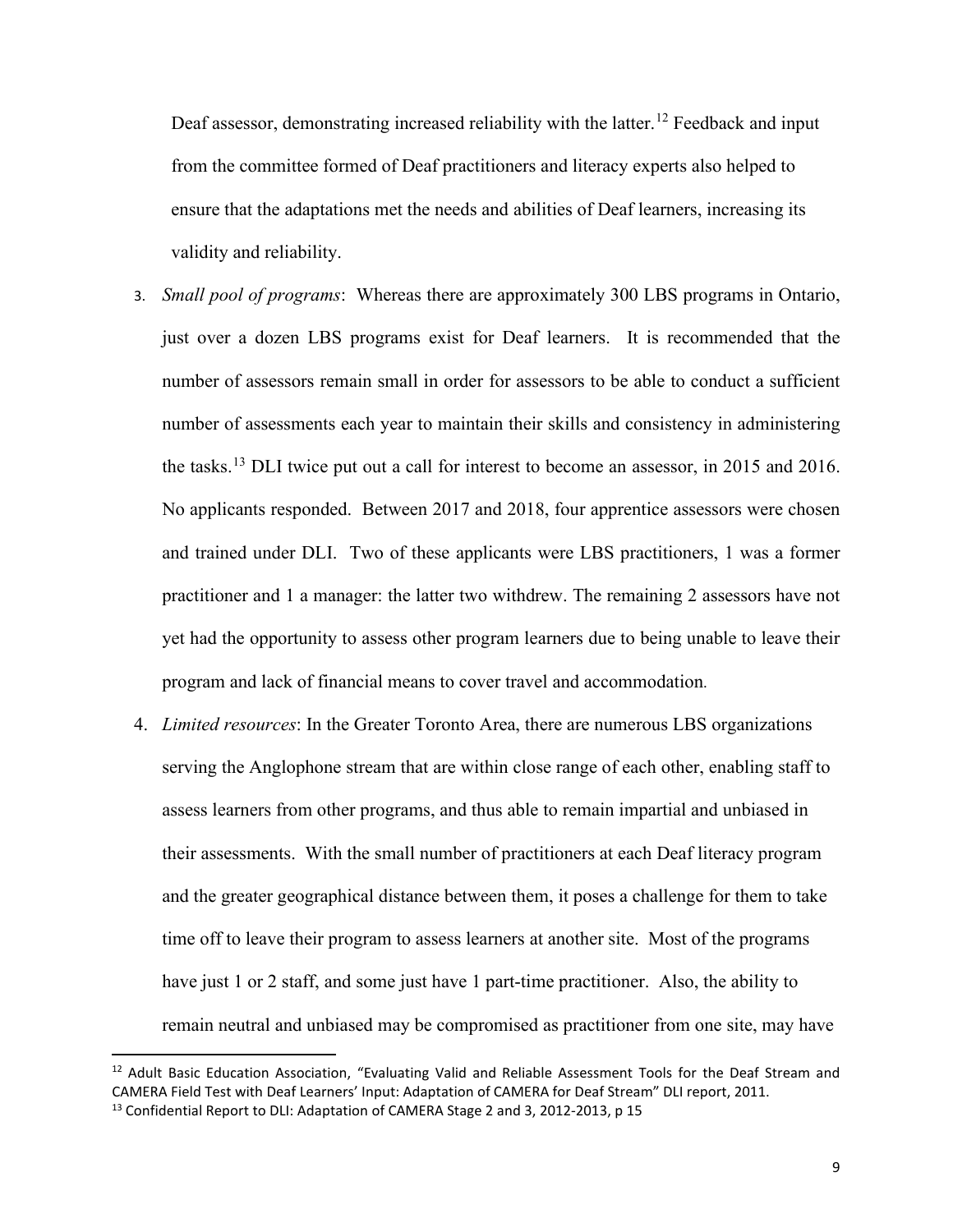Deaf assessor, demonstrating increased reliability with the latter.[12] Feedback and input from the committee formed of Deaf practitioners and literacy experts also helped to ensure that the adaptations met the needs and abilities of Deaf learners, increasing its validity and reliability.

3. *Small pool of programs*: Whereas there are approximately 300 LBS programs in Ontario, just over a dozen LBS programs exist for Deaf learners. It is recommended that the number of assessors remain small in order for assessors to be able to conduct a sufficient number of assessments each year to maintain their skills and consistency in administering the tasks.[13] DLI twice put out a call for interest to become an assessor, in 2015 and 2016. No applicants responded. Between 2017 and 2018, four apprentice assessors were chosen and trained under DLI. Two of these applicants were LBS practitioners, 1 was a former practitioner and 1 a manager: the latter two withdrew. The remaining 2 assessors have not yet had the opportunity to assess other program learners due to being unable to leave their program and lack of financial means to cover travel and accommodation.

4. *Limited resources*: In the Greater Toronto Area, there are numerous LBS organizations serving the Anglophone stream that are within close range of each other, enabling staff to assess learners from other programs, and thus able to remain impartial and unbiased in their assessments. With the small number of practitioners at each Deaf literacy program and the greater geographical distance between them, it poses a challenge for them to take time off to leave their program to assess learners at another site. Most of the programs have just 1 or 2 staff, and some just have 1 part-time practitioner. Also, the ability to remain neutral and unbiased may be compromised as practitioner from one site, may have

[12] Adult Basic Education Association, "Evaluating Valid and Reliable Assessment Tools for the Deaf Stream and CAMERA Field Test with Deaf Learners' Input: Adaptation of CAMERA for Deaf Stream" DLI report, 2011.

[13] Confidential Report to DLI: Adaptation of CAMERA Stage 2 and 3, 2012-2013, p 15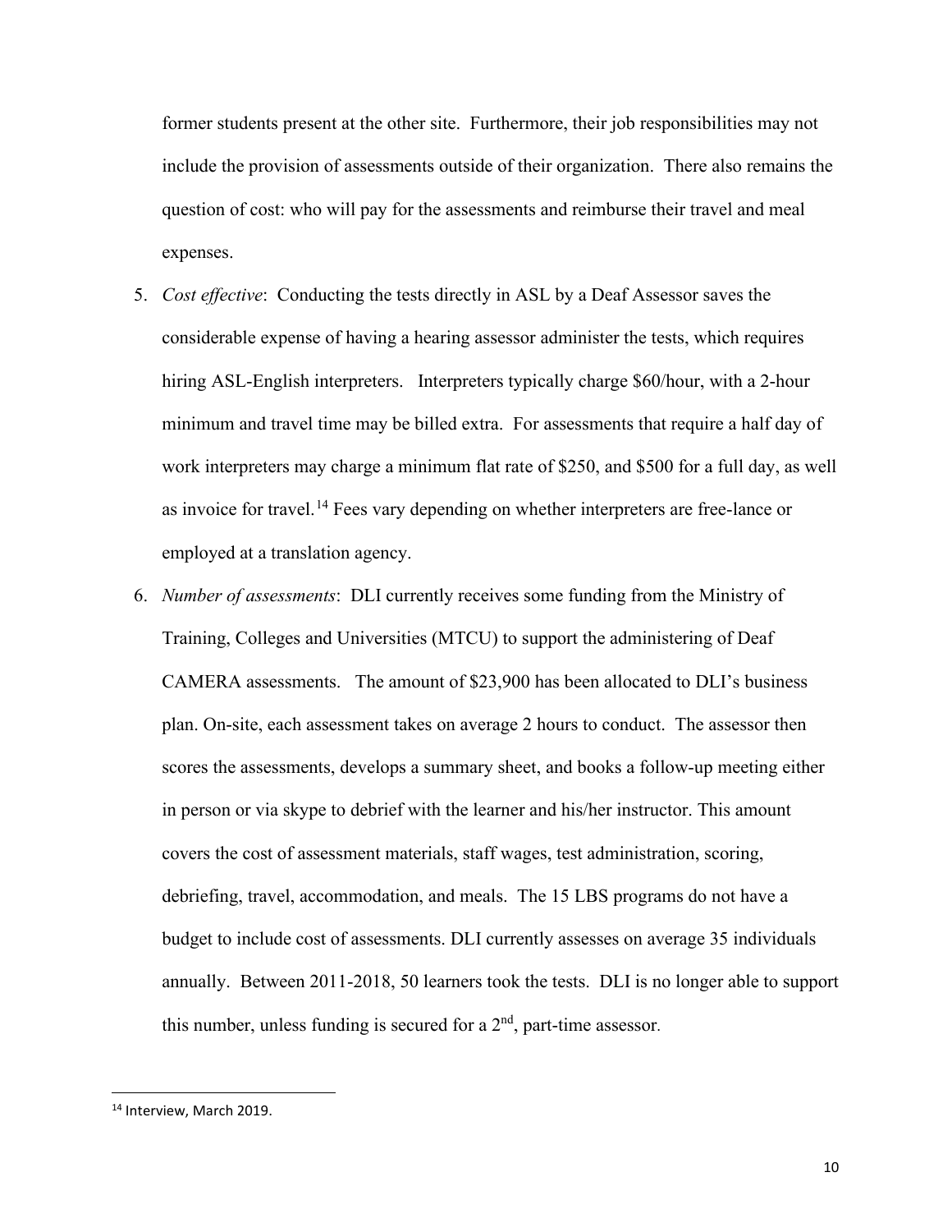former students present at the other site. Furthermore, their job responsibilities may not include the provision of assessments outside of their organization. There also remains the question of cost: who will pay for the assessments and reimburse their travel and meal expenses.

5. *Cost effective*: Conducting the tests directly in ASL by a Deaf Assessor saves the considerable expense of having a hearing assessor administer the tests, which requires hiring ASL-English interpreters. Interpreters typically charge $60/hour, with a 2-hour minimum and travel time may be billed extra. For assessments that require a half day of work interpreters may charge a minimum flat rate of $250, and $500 for a full day, as well as invoice for travel.[14] Fees vary depending on whether interpreters are free-lance or employed at a translation agency.

6. *Number of assessments*: DLI currently receives some funding from the Ministry of Training, Colleges and Universities (MTCU) to support the administering of Deaf CAMERA assessments. The amount of $23,900 has been allocated to DLI's business plan. On-site, each assessment takes on average 2 hours to conduct. The assessor then scores the assessments, develops a summary sheet, and books a follow-up meeting either in person or via skype to debrief with the learner and his/her instructor. This amount covers the cost of assessment materials, staff wages, test administration, scoring, debriefing, travel, accommodation, and meals. The 15 LBS programs do not have a budget to include cost of assessments. DLI currently assesses on average 35 individuals annually. Between 2011-2018, 50 learners took the tests. DLI is no longer able to support this number, unless funding is secured for a 2nd, part-time assessor.

---

[14] Interview, March 2019.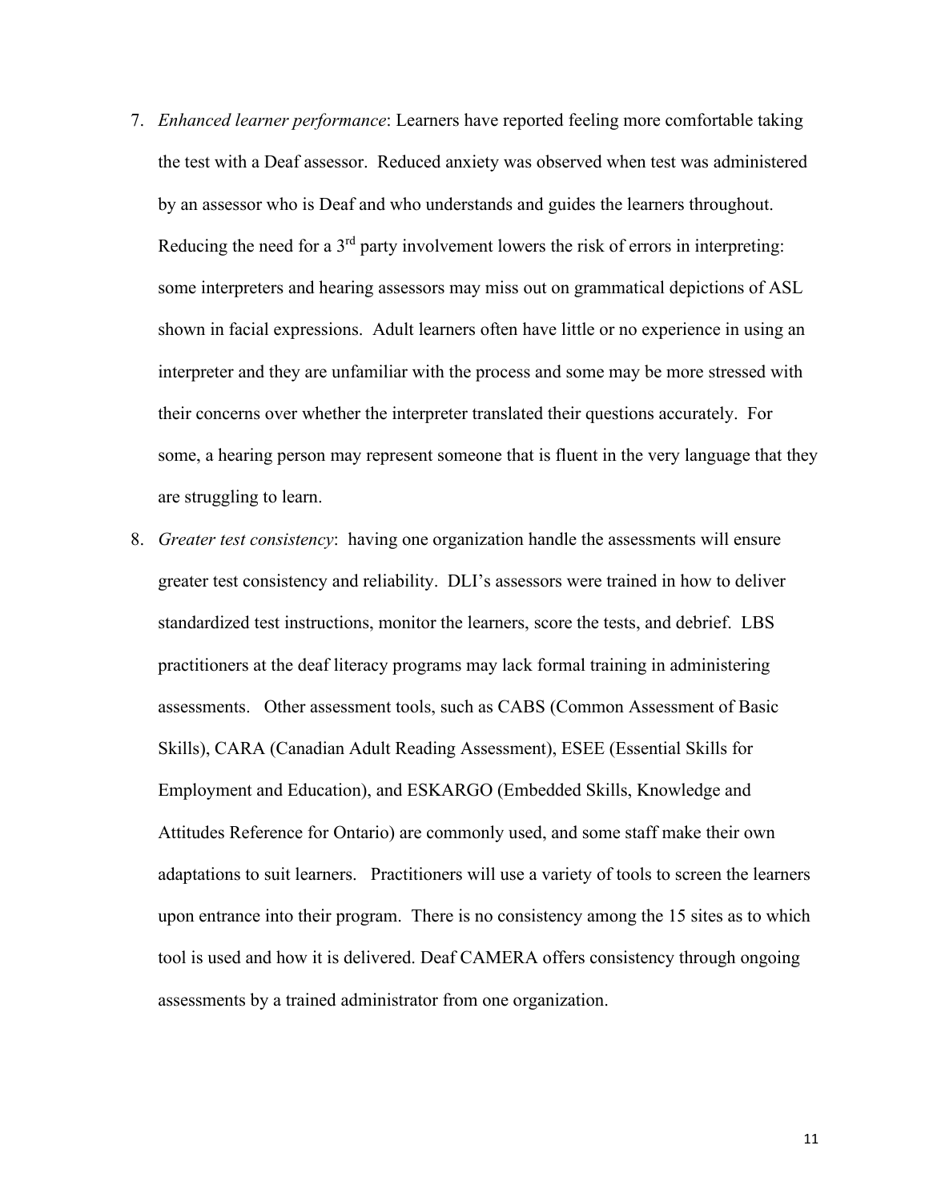7. *Enhanced learner performance*: Learners have reported feeling more comfortable taking the test with a Deaf assessor. Reduced anxiety was observed when test was administered by an assessor who is Deaf and who understands and guides the learners throughout. Reducing the need for a 3rd party involvement lowers the risk of errors in interpreting: some interpreters and hearing assessors may miss out on grammatical depictions of ASL shown in facial expressions. Adult learners often have little or no experience in using an interpreter and they are unfamiliar with the process and some may be more stressed with their concerns over whether the interpreter translated their questions accurately. For some, a hearing person may represent someone that is fluent in the very language that they are struggling to learn.

8. *Greater test consistency*: having one organization handle the assessments will ensure greater test consistency and reliability. DLI's assessors were trained in how to deliver standardized test instructions, monitor the learners, score the tests, and debrief. LBS practitioners at the deaf literacy programs may lack formal training in administering assessments. Other assessment tools, such as CABS (Common Assessment of Basic Skills), CARA (Canadian Adult Reading Assessment), ESEE (Essential Skills for Employment and Education), and ESKARGO (Embedded Skills, Knowledge and Attitudes Reference for Ontario) are commonly used, and some staff make their own adaptations to suit learners. Practitioners will use a variety of tools to screen the learners upon entrance into their program. There is no consistency among the 15 sites as to which tool is used and how it is delivered. Deaf CAMERA offers consistency through ongoing assessments by a trained administrator from one organization.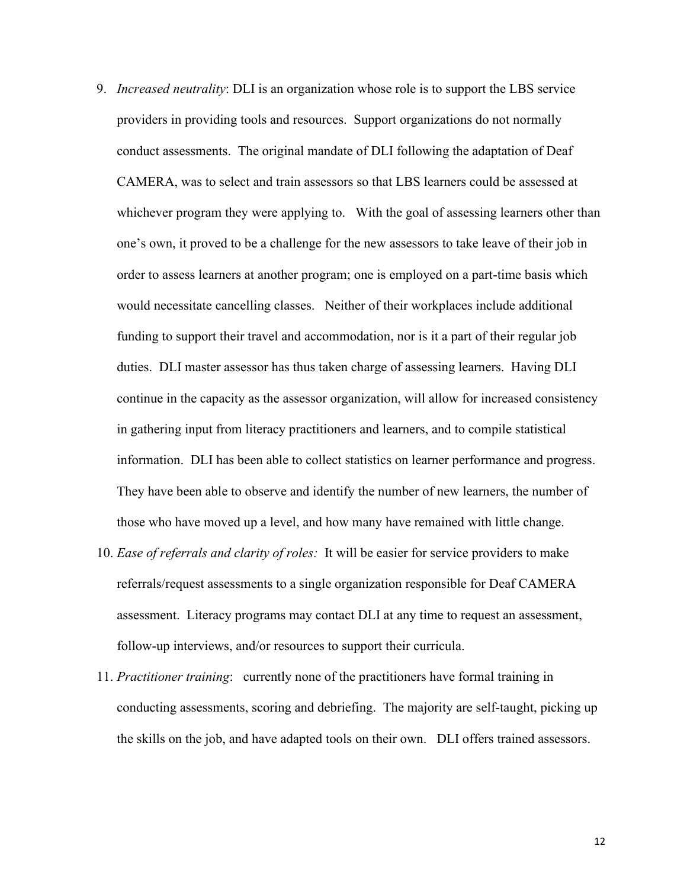9. *Increased neutrality*: DLI is an organization whose role is to support the LBS service providers in providing tools and resources. Support organizations do not normally conduct assessments. The original mandate of DLI following the adaptation of Deaf CAMERA, was to select and train assessors so that LBS learners could be assessed at whichever program they were applying to. With the goal of assessing learners other than one's own, it proved to be a challenge for the new assessors to take leave of their job in order to assess learners at another program; one is employed on a part-time basis which would necessitate cancelling classes. Neither of their workplaces include additional funding to support their travel and accommodation, nor is it a part of their regular job duties. DLI master assessor has thus taken charge of assessing learners. Having DLI continue in the capacity as the assessor organization, will allow for increased consistency in gathering input from literacy practitioners and learners, and to compile statistical information. DLI has been able to collect statistics on learner performance and progress. They have been able to observe and identify the number of new learners, the number of those who have moved up a level, and how many have remained with little change.
10. *Ease of referrals and clarity of roles:* It will be easier for service providers to make referrals/request assessments to a single organization responsible for Deaf CAMERA assessment. Literacy programs may contact DLI at any time to request an assessment, follow-up interviews, and/or resources to support their curricula.
11. *Practitioner training*: currently none of the practitioners have formal training in conducting assessments, scoring and debriefing. The majority are self-taught, picking up the skills on the job, and have adapted tools on their own. DLI offers trained assessors.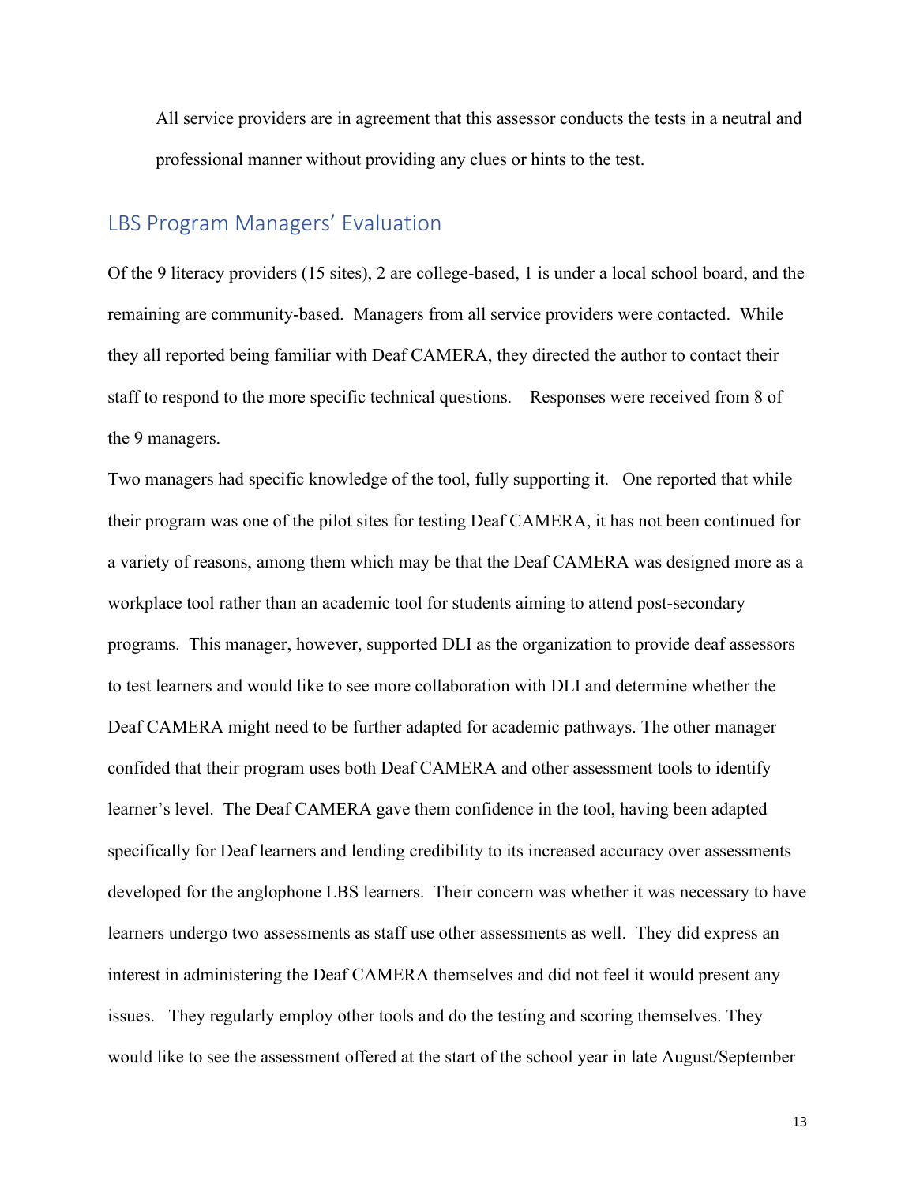All service providers are in agreement that this assessor conducts the tests in a neutral and professional manner without providing any clues or hints to the test.

## LBS Program Managers' Evaluation

Of the 9 literacy providers (15 sites), 2 are college-based, 1 is under a local school board, and the remaining are community-based. Managers from all service providers were contacted. While they all reported being familiar with Deaf CAMERA, they directed the author to contact their staff to respond to the more specific technical questions. Responses were received from 8 of the 9 managers.

Two managers had specific knowledge of the tool, fully supporting it. One reported that while their program was one of the pilot sites for testing Deaf CAMERA, it has not been continued for a variety of reasons, among them which may be that the Deaf CAMERA was designed more as a workplace tool rather than an academic tool for students aiming to attend post-secondary programs. This manager, however, supported DLI as the organization to provide deaf assessors to test learners and would like to see more collaboration with DLI and determine whether the Deaf CAMERA might need to be further adapted for academic pathways. The other manager confided that their program uses both Deaf CAMERA and other assessment tools to identify learner's level. The Deaf CAMERA gave them confidence in the tool, having been adapted specifically for Deaf learners and lending credibility to its increased accuracy over assessments developed for the anglophone LBS learners. Their concern was whether it was necessary to have learners undergo two assessments as staff use other assessments as well. They did express an interest in administering the Deaf CAMERA themselves and did not feel it would present any issues. They regularly employ other tools and do the testing and scoring themselves. They would like to see the assessment offered at the start of the school year in late August/September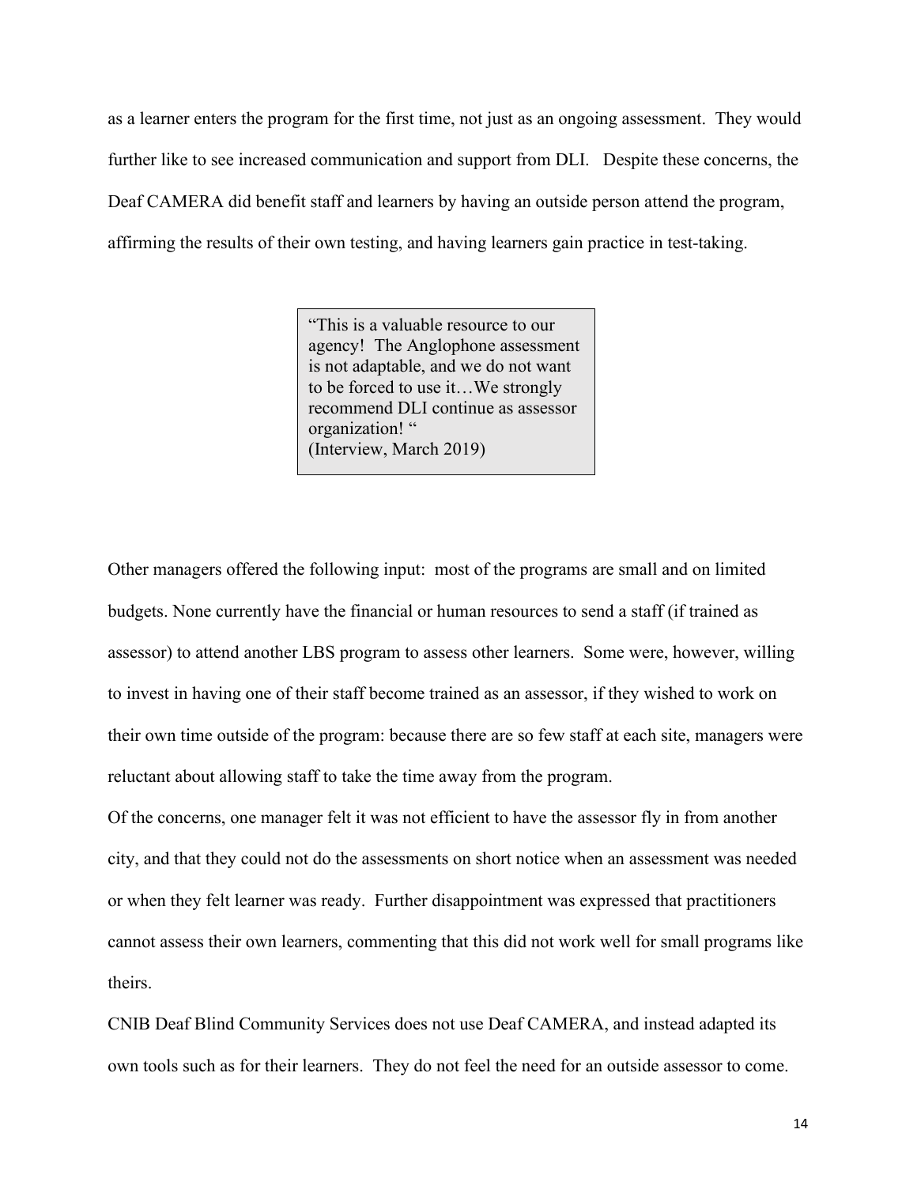as a learner enters the program for the first time, not just as an ongoing assessment. They would further like to see increased communication and support from DLI. Despite these concerns, the Deaf CAMERA did benefit staff and learners by having an outside person attend the program, affirming the results of their own testing, and having learners gain practice in test-taking.

> "This is a valuable resource to our agency! The Anglophone assessment is not adaptable, and we do not want to be forced to use it…We strongly recommend DLI continue as assessor organization! "
> (Interview, March 2019)

Other managers offered the following input: most of the programs are small and on limited budgets. None currently have the financial or human resources to send a staff (if trained as assessor) to attend another LBS program to assess other learners. Some were, however, willing to invest in having one of their staff become trained as an assessor, if they wished to work on their own time outside of the program: because there are so few staff at each site, managers were reluctant about allowing staff to take the time away from the program.

Of the concerns, one manager felt it was not efficient to have the assessor fly in from another city, and that they could not do the assessments on short notice when an assessment was needed or when they felt learner was ready. Further disappointment was expressed that practitioners cannot assess their own learners, commenting that this did not work well for small programs like theirs.

CNIB Deaf Blind Community Services does not use Deaf CAMERA, and instead adapted its own tools such as for their learners. They do not feel the need for an outside assessor to come.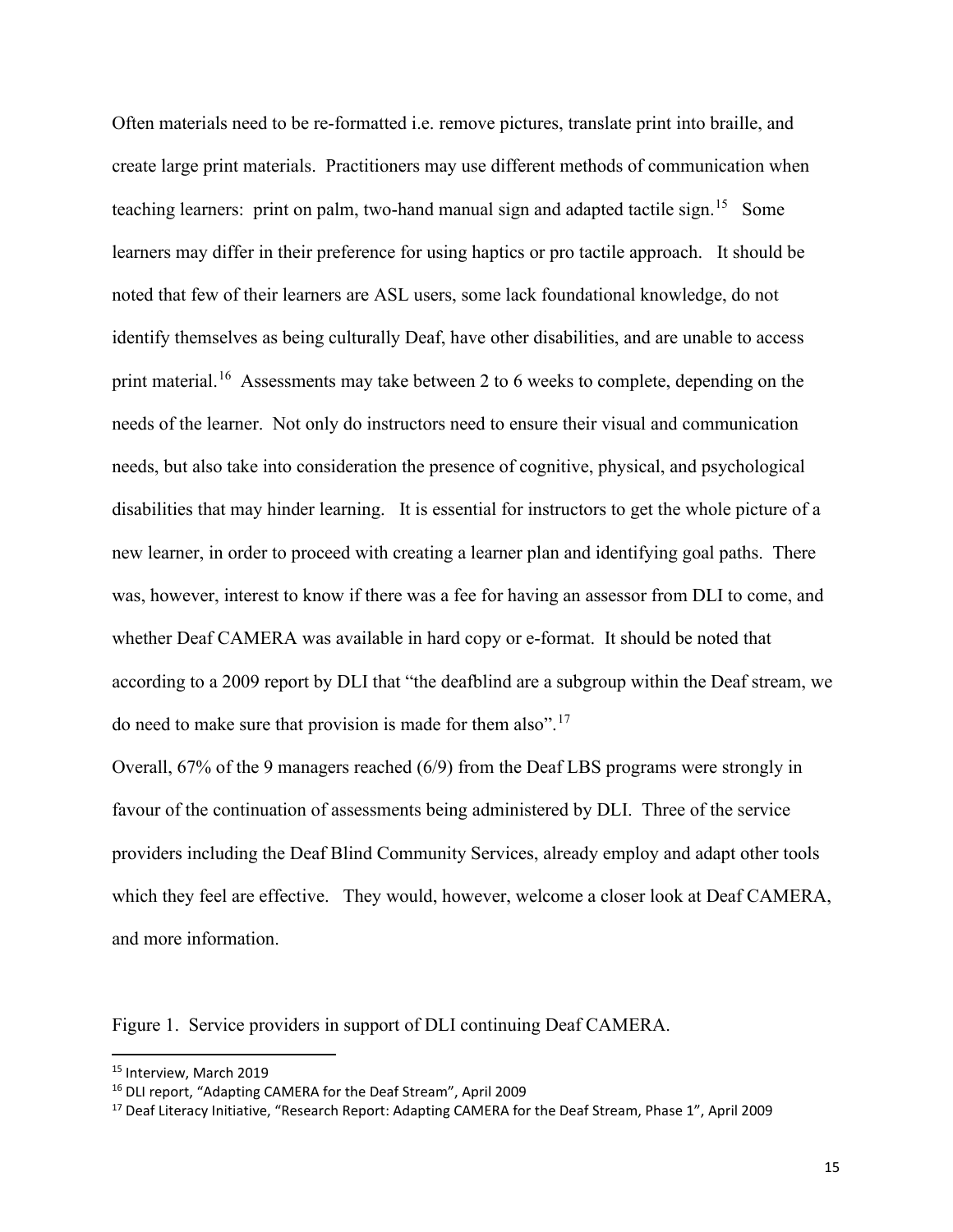Often materials need to be re-formatted i.e. remove pictures, translate print into braille, and create large print materials. Practitioners may use different methods of communication when teaching learners: print on palm, two-hand manual sign and adapted tactile sign.[15] Some learners may differ in their preference for using haptics or pro tactile approach. It should be noted that few of their learners are ASL users, some lack foundational knowledge, do not identify themselves as being culturally Deaf, have other disabilities, and are unable to access print material.[16] Assessments may take between 2 to 6 weeks to complete, depending on the needs of the learner. Not only do instructors need to ensure their visual and communication needs, but also take into consideration the presence of cognitive, physical, and psychological disabilities that may hinder learning. It is essential for instructors to get the whole picture of a new learner, in order to proceed with creating a learner plan and identifying goal paths. There was, however, interest to know if there was a fee for having an assessor from DLI to come, and whether Deaf CAMERA was available in hard copy or e-format. It should be noted that according to a 2009 report by DLI that "the deafblind are a subgroup within the Deaf stream, we do need to make sure that provision is made for them also".[17]

Overall, 67% of the 9 managers reached (6/9) from the Deaf LBS programs were strongly in favour of the continuation of assessments being administered by DLI. Three of the service providers including the Deaf Blind Community Services, already employ and adapt other tools which they feel are effective. They would, however, welcome a closer look at Deaf CAMERA, and more information.

Figure 1. Service providers in support of DLI continuing Deaf CAMERA.

---

[15] Interview, March 2019

[16] DLI report, "Adapting CAMERA for the Deaf Stream", April 2009

[17] Deaf Literacy Initiative, "Research Report: Adapting CAMERA for the Deaf Stream, Phase 1", April 2009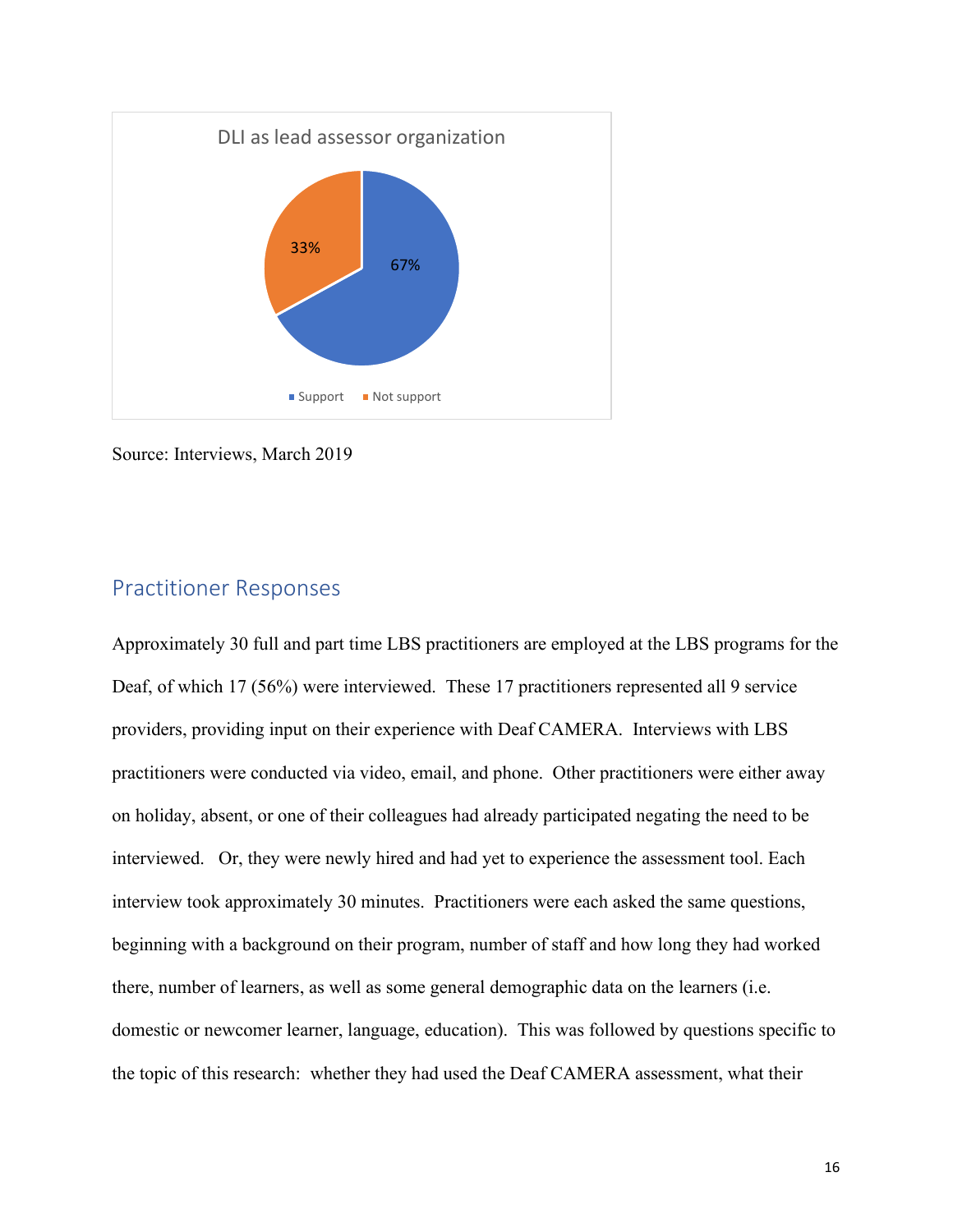DLI as lead assessor organization

| | Percentage |
|---|---|
| Support | 67% |
| Not support | 33% |

Source: Interviews, March 2019

## Practitioner Responses

Approximately 30 full and part time LBS practitioners are employed at the LBS programs for the Deaf, of which 17 (56%) were interviewed. These 17 practitioners represented all 9 service providers, providing input on their experience with Deaf CAMERA. Interviews with LBS practitioners were conducted via video, email, and phone. Other practitioners were either away on holiday, absent, or one of their colleagues had already participated negating the need to be interviewed. Or, they were newly hired and had yet to experience the assessment tool. Each interview took approximately 30 minutes. Practitioners were each asked the same questions, beginning with a background on their program, number of staff and how long they had worked there, number of learners, as well as some general demographic data on the learners (i.e. domestic or newcomer learner, language, education). This was followed by questions specific to the topic of this research: whether they had used the Deaf CAMERA assessment, what their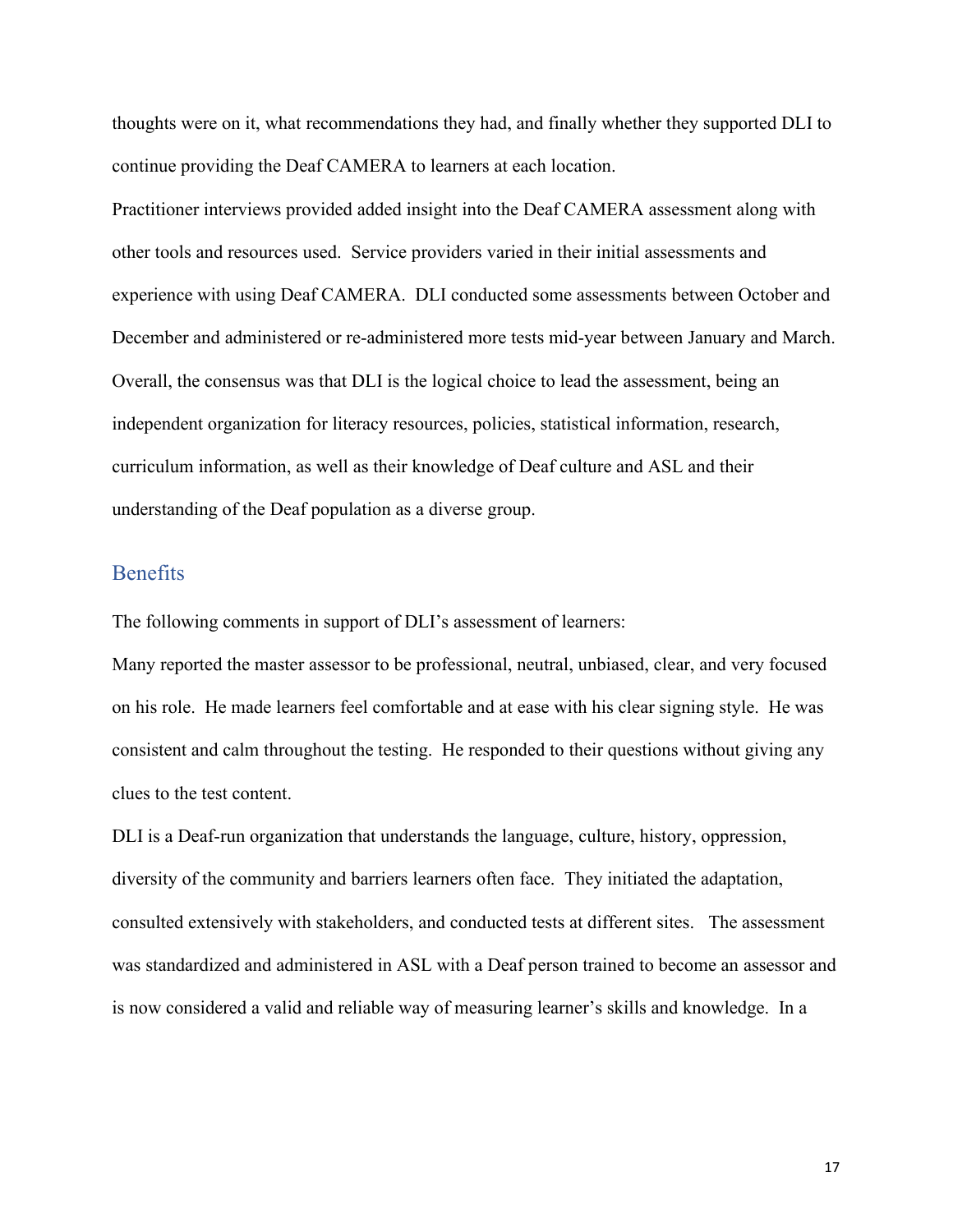thoughts were on it, what recommendations they had, and finally whether they supported DLI to continue providing the Deaf CAMERA to learners at each location.

Practitioner interviews provided added insight into the Deaf CAMERA assessment along with other tools and resources used. Service providers varied in their initial assessments and experience with using Deaf CAMERA. DLI conducted some assessments between October and December and administered or re-administered more tests mid-year between January and March. Overall, the consensus was that DLI is the logical choice to lead the assessment, being an independent organization for literacy resources, policies, statistical information, research, curriculum information, as well as their knowledge of Deaf culture and ASL and their understanding of the Deaf population as a diverse group.

## Benefits

The following comments in support of DLI's assessment of learners:

Many reported the master assessor to be professional, neutral, unbiased, clear, and very focused on his role. He made learners feel comfortable and at ease with his clear signing style. He was consistent and calm throughout the testing. He responded to their questions without giving any clues to the test content.

DLI is a Deaf-run organization that understands the language, culture, history, oppression, diversity of the community and barriers learners often face. They initiated the adaptation, consulted extensively with stakeholders, and conducted tests at different sites. The assessment was standardized and administered in ASL with a Deaf person trained to become an assessor and is now considered a valid and reliable way of measuring learner's skills and knowledge. In a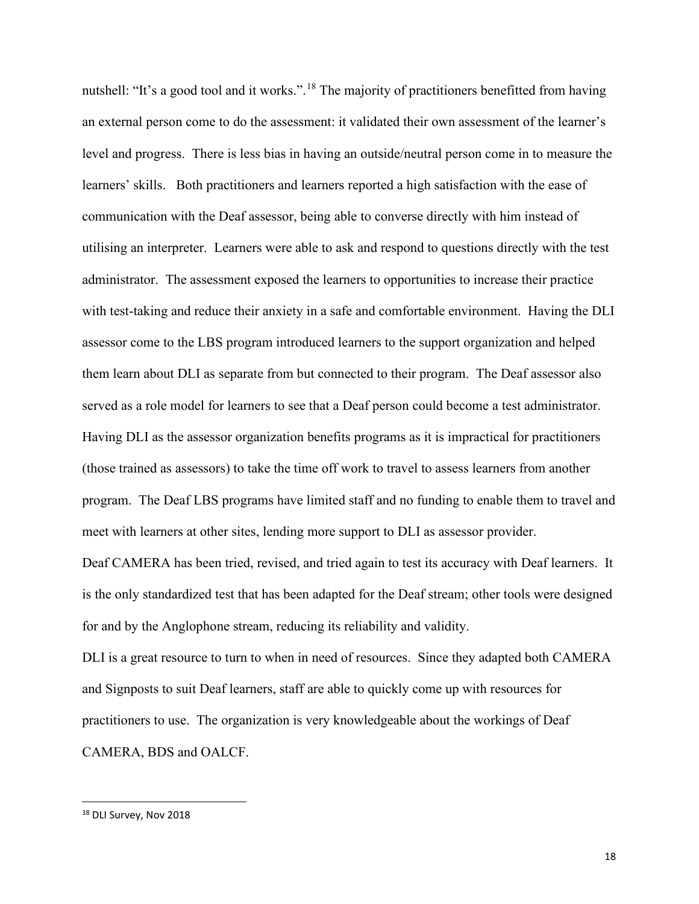nutshell: "It's a good tool and it works.".[18] The majority of practitioners benefitted from having an external person come to do the assessment: it validated their own assessment of the learner's level and progress. There is less bias in having an outside/neutral person come in to measure the learners' skills. Both practitioners and learners reported a high satisfaction with the ease of communication with the Deaf assessor, being able to converse directly with him instead of utilising an interpreter. Learners were able to ask and respond to questions directly with the test administrator. The assessment exposed the learners to opportunities to increase their practice with test-taking and reduce their anxiety in a safe and comfortable environment. Having the DLI assessor come to the LBS program introduced learners to the support organization and helped them learn about DLI as separate from but connected to their program. The Deaf assessor also served as a role model for learners to see that a Deaf person could become a test administrator. Having DLI as the assessor organization benefits programs as it is impractical for practitioners (those trained as assessors) to take the time off work to travel to assess learners from another program. The Deaf LBS programs have limited staff and no funding to enable them to travel and meet with learners at other sites, lending more support to DLI as assessor provider.

Deaf CAMERA has been tried, revised, and tried again to test its accuracy with Deaf learners. It is the only standardized test that has been adapted for the Deaf stream; other tools were designed for and by the Anglophone stream, reducing its reliability and validity.

DLI is a great resource to turn to when in need of resources. Since they adapted both CAMERA and Signposts to suit Deaf learners, staff are able to quickly come up with resources for practitioners to use. The organization is very knowledgeable about the workings of Deaf CAMERA, BDS and OALCF.

[18] DLI Survey, Nov 2018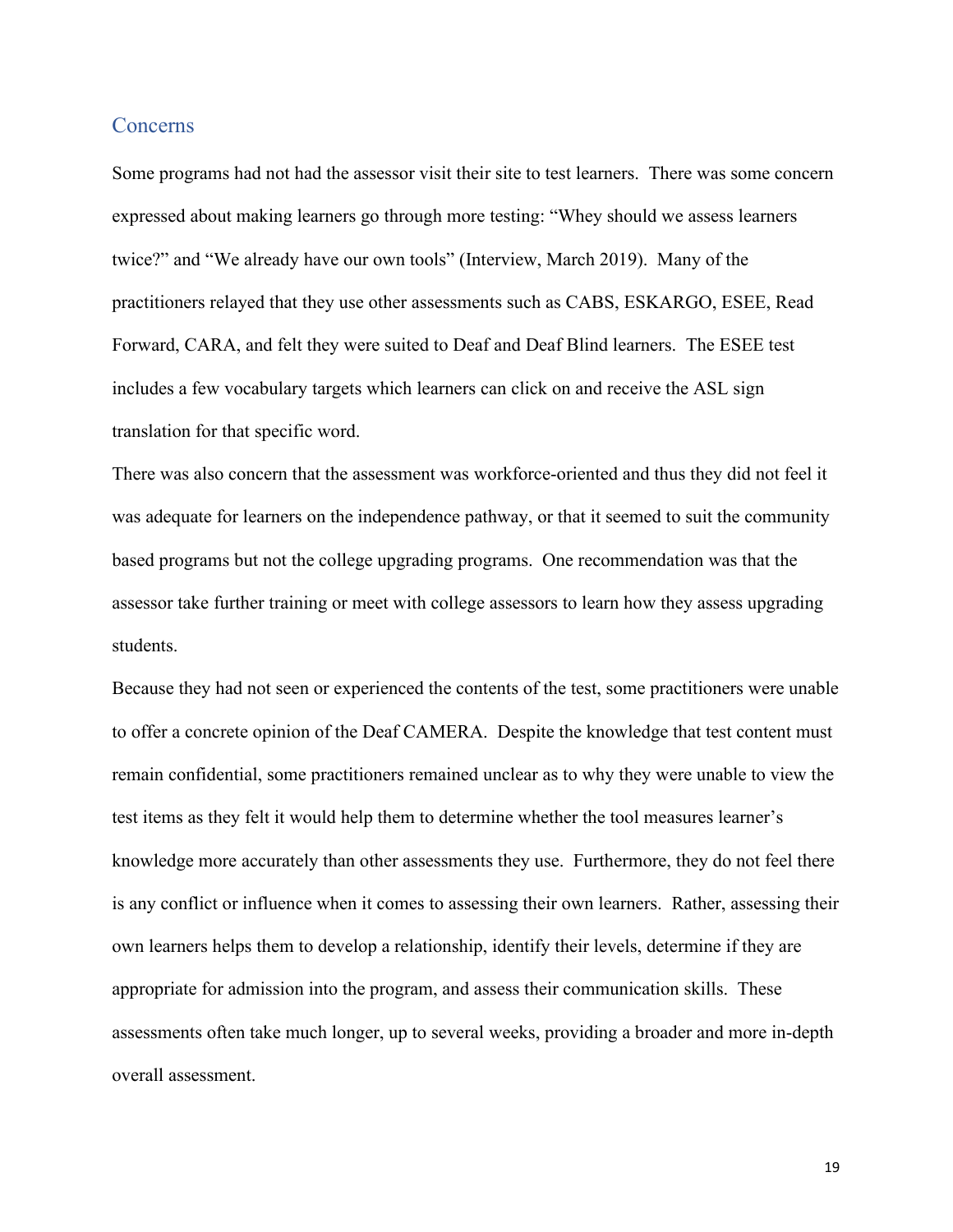## Concerns

Some programs had not had the assessor visit their site to test learners. There was some concern expressed about making learners go through more testing: "Whey should we assess learners twice?" and "We already have our own tools" (Interview, March 2019). Many of the practitioners relayed that they use other assessments such as CABS, ESKARGO, ESEE, Read Forward, CARA, and felt they were suited to Deaf and Deaf Blind learners. The ESEE test includes a few vocabulary targets which learners can click on and receive the ASL sign translation for that specific word.

There was also concern that the assessment was workforce-oriented and thus they did not feel it was adequate for learners on the independence pathway, or that it seemed to suit the community based programs but not the college upgrading programs. One recommendation was that the assessor take further training or meet with college assessors to learn how they assess upgrading students.

Because they had not seen or experienced the contents of the test, some practitioners were unable to offer a concrete opinion of the Deaf CAMERA. Despite the knowledge that test content must remain confidential, some practitioners remained unclear as to why they were unable to view the test items as they felt it would help them to determine whether the tool measures learner's knowledge more accurately than other assessments they use. Furthermore, they do not feel there is any conflict or influence when it comes to assessing their own learners. Rather, assessing their own learners helps them to develop a relationship, identify their levels, determine if they are appropriate for admission into the program, and assess their communication skills. These assessments often take much longer, up to several weeks, providing a broader and more in-depth overall assessment.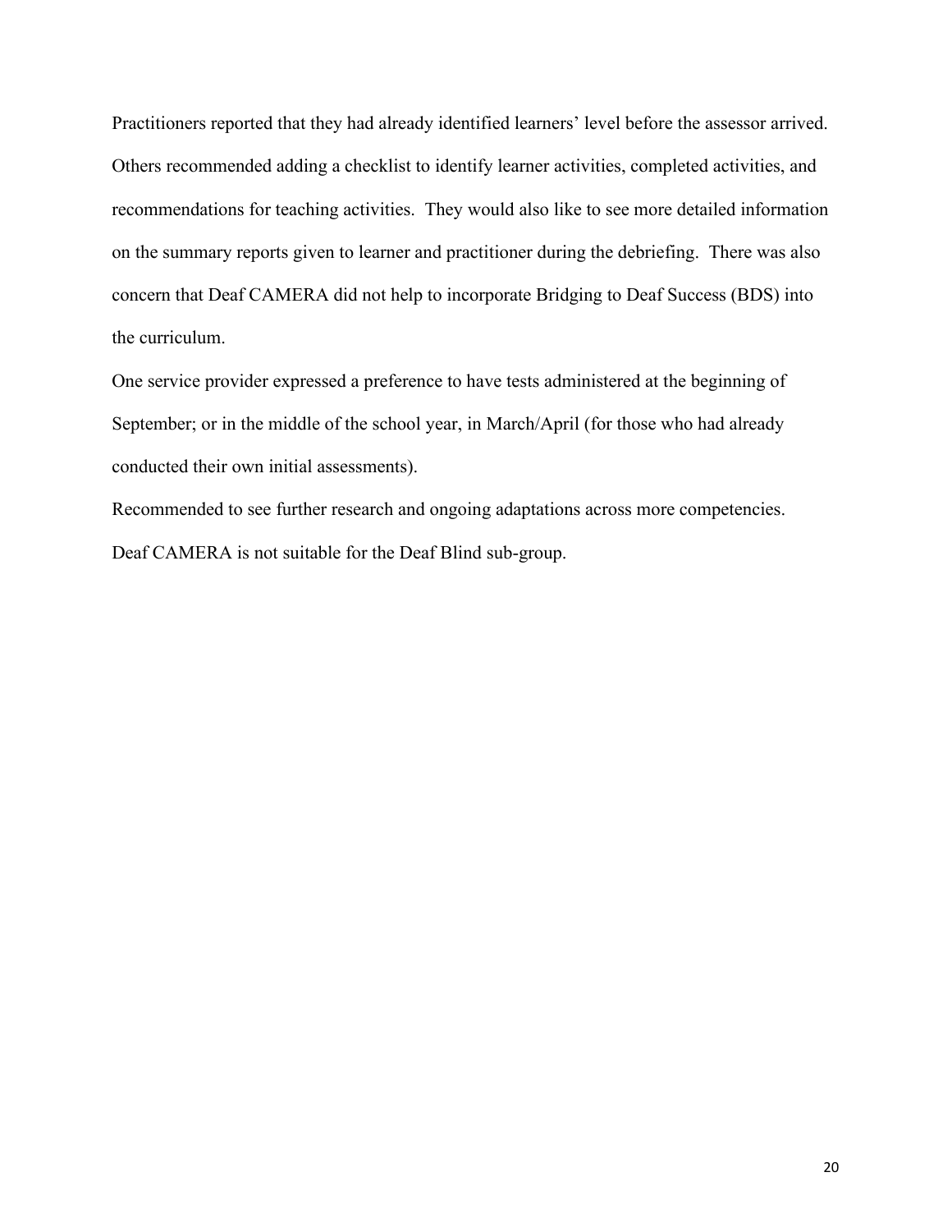Practitioners reported that they had already identified learners' level before the assessor arrived. Others recommended adding a checklist to identify learner activities, completed activities, and recommendations for teaching activities. They would also like to see more detailed information on the summary reports given to learner and practitioner during the debriefing. There was also concern that Deaf CAMERA did not help to incorporate Bridging to Deaf Success (BDS) into the curriculum.

One service provider expressed a preference to have tests administered at the beginning of September; or in the middle of the school year, in March/April (for those who had already conducted their own initial assessments).

Recommended to see further research and ongoing adaptations across more competencies.

Deaf CAMERA is not suitable for the Deaf Blind sub-group.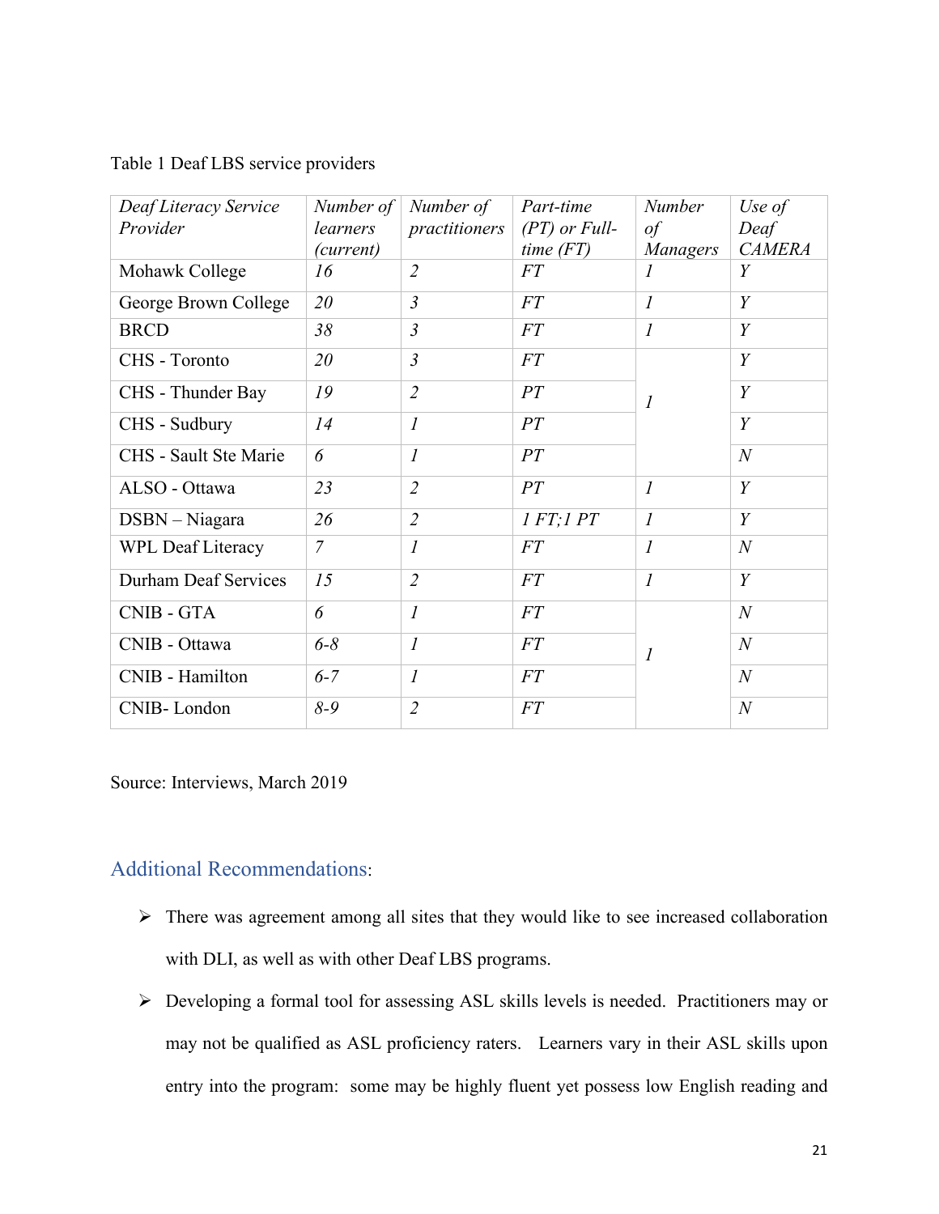Table 1 Deaf LBS service providers

| *Deaf Literacy Service Provider* | *Number of learners (current)* | *Number of practitioners* | *Part-time (PT) or Full-time (FT)* | *Number of Managers* | *Use of Deaf CAMERA* |
|---|---|---|---|---|---|
| Mohawk College | *16* | *2* | *FT* | *1* | *Y* |
| George Brown College | *20* | *3* | *FT* | *1* | *Y* |
| BRCD | *38* | *3* | *FT* | *1* | *Y* |
| CHS - Toronto | *20* | *3* | *FT* | *1* | *Y* |
| CHS - Thunder Bay | *19* | *2* | *PT* | | *Y* |
| CHS - Sudbury | *14* | *1* | *PT* | | *Y* |
| CHS - Sault Ste Marie | *6* | *1* | *PT* | | *N* |
| ALSO - Ottawa | *23* | *2* | *PT* | *1* | *Y* |
| DSBN – Niagara | *26* | *2* | *1 FT;1 PT* | *1* | *Y* |
| WPL Deaf Literacy | *7* | *1* | *FT* | *1* | *N* |
| Durham Deaf Services | *15* | *2* | *FT* | *1* | *Y* |
| CNIB - GTA | *6* | *1* | *FT* | *1* | *N* |
| CNIB - Ottawa | *6-8* | *1* | *FT* | | *N* |
| CNIB - Hamilton | *6-7* | *1* | *FT* | | *N* |
| CNIB- London | *8-9* | *2* | *FT* | | *N* |

Source: Interviews, March 2019

## Additional Recommendations:

- There was agreement among all sites that they would like to see increased collaboration with DLI, as well as with other Deaf LBS programs.
- Developing a formal tool for assessing ASL skills levels is needed. Practitioners may or may not be qualified as ASL proficiency raters. Learners vary in their ASL skills upon entry into the program: some may be highly fluent yet possess low English reading and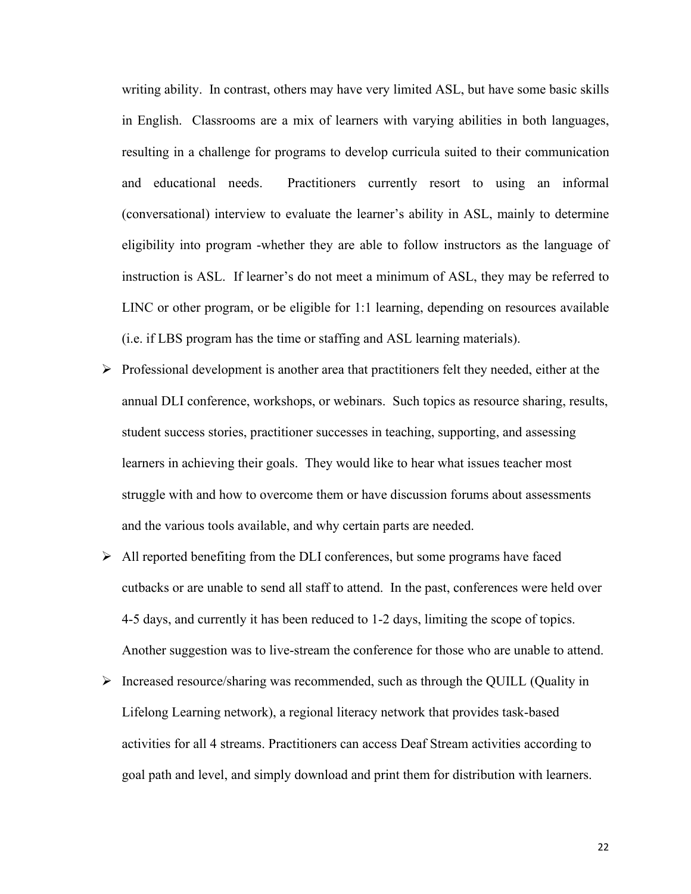writing ability. In contrast, others may have very limited ASL, but have some basic skills in English. Classrooms are a mix of learners with varying abilities in both languages, resulting in a challenge for programs to develop curricula suited to their communication and educational needs. Practitioners currently resort to using an informal (conversational) interview to evaluate the learner's ability in ASL, mainly to determine eligibility into program -whether they are able to follow instructors as the language of instruction is ASL. If learner's do not meet a minimum of ASL, they may be referred to LINC or other program, or be eligible for 1:1 learning, depending on resources available (i.e. if LBS program has the time or staffing and ASL learning materials).

- Professional development is another area that practitioners felt they needed, either at the annual DLI conference, workshops, or webinars. Such topics as resource sharing, results, student success stories, practitioner successes in teaching, supporting, and assessing learners in achieving their goals. They would like to hear what issues teacher most struggle with and how to overcome them or have discussion forums about assessments and the various tools available, and why certain parts are needed.
- All reported benefiting from the DLI conferences, but some programs have faced cutbacks or are unable to send all staff to attend. In the past, conferences were held over 4-5 days, and currently it has been reduced to 1-2 days, limiting the scope of topics. Another suggestion was to live-stream the conference for those who are unable to attend.
- Increased resource/sharing was recommended, such as through the QUILL (Quality in Lifelong Learning network), a regional literacy network that provides task-based activities for all 4 streams. Practitioners can access Deaf Stream activities according to goal path and level, and simply download and print them for distribution with learners.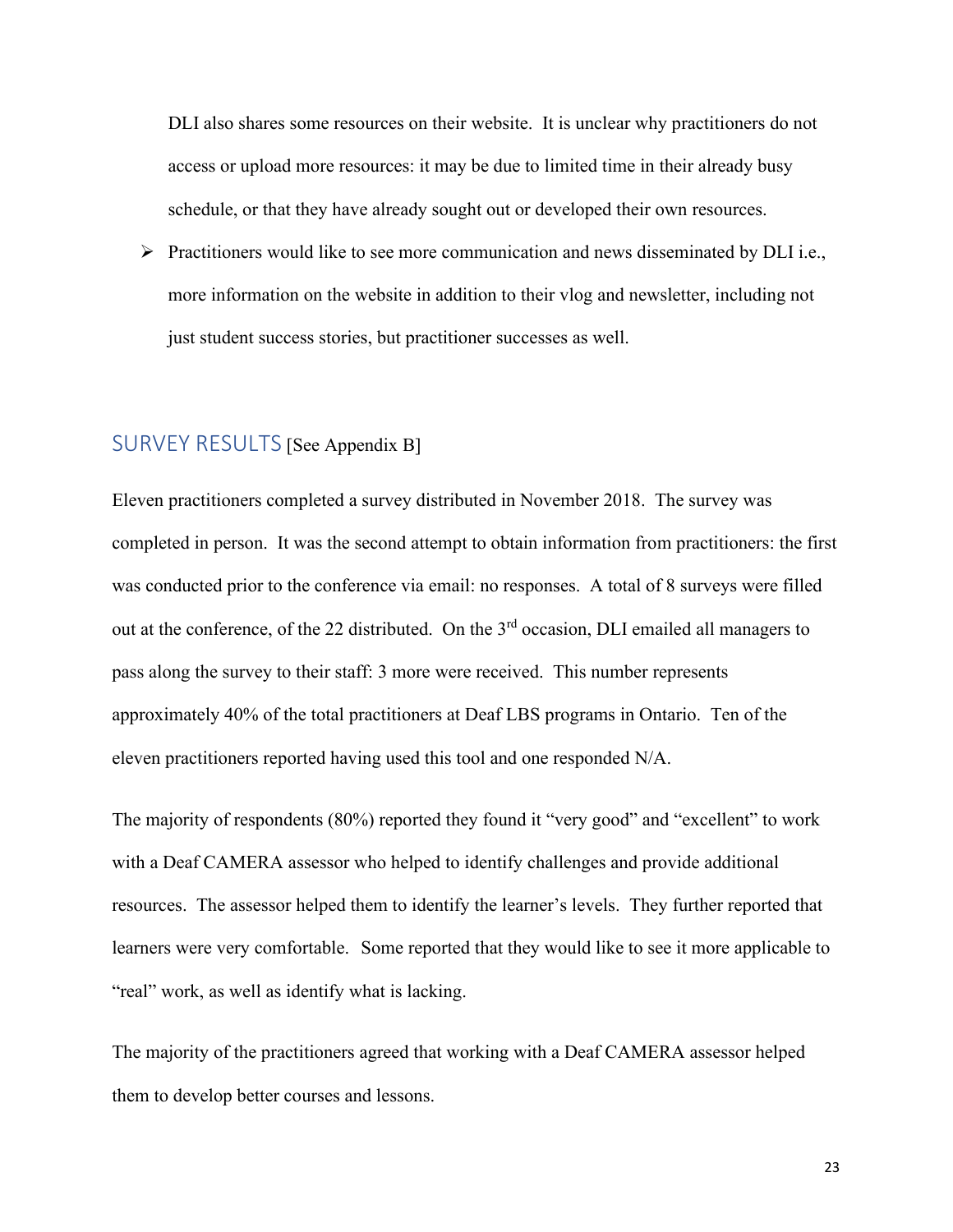DLI also shares some resources on their website. It is unclear why practitioners do not access or upload more resources: it may be due to limited time in their already busy schedule, or that they have already sought out or developed their own resources.

- Practitioners would like to see more communication and news disseminated by DLI i.e., more information on the website in addition to their vlog and newsletter, including not just student success stories, but practitioner successes as well.

## SURVEY RESULTS [See Appendix B]

Eleven practitioners completed a survey distributed in November 2018. The survey was completed in person. It was the second attempt to obtain information from practitioners: the first was conducted prior to the conference via email: no responses. A total of 8 surveys were filled out at the conference, of the 22 distributed. On the 3rd occasion, DLI emailed all managers to pass along the survey to their staff: 3 more were received. This number represents approximately 40% of the total practitioners at Deaf LBS programs in Ontario. Ten of the eleven practitioners reported having used this tool and one responded N/A.

The majority of respondents (80%) reported they found it "very good" and "excellent" to work with a Deaf CAMERA assessor who helped to identify challenges and provide additional resources. The assessor helped them to identify the learner's levels. They further reported that learners were very comfortable. Some reported that they would like to see it more applicable to "real" work, as well as identify what is lacking.

The majority of the practitioners agreed that working with a Deaf CAMERA assessor helped them to develop better courses and lessons.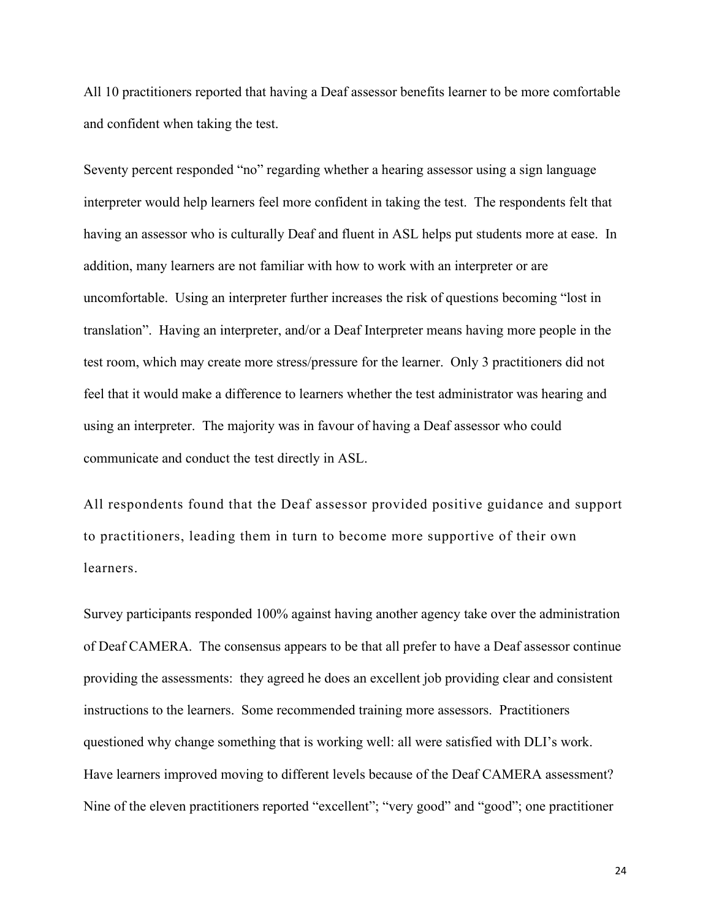All 10 practitioners reported that having a Deaf assessor benefits learner to be more comfortable and confident when taking the test.

Seventy percent responded "no" regarding whether a hearing assessor using a sign language interpreter would help learners feel more confident in taking the test. The respondents felt that having an assessor who is culturally Deaf and fluent in ASL helps put students more at ease. In addition, many learners are not familiar with how to work with an interpreter or are uncomfortable. Using an interpreter further increases the risk of questions becoming "lost in translation". Having an interpreter, and/or a Deaf Interpreter means having more people in the test room, which may create more stress/pressure for the learner. Only 3 practitioners did not feel that it would make a difference to learners whether the test administrator was hearing and using an interpreter. The majority was in favour of having a Deaf assessor who could communicate and conduct the test directly in ASL.

All respondents found that the Deaf assessor provided positive guidance and support to practitioners, leading them in turn to become more supportive of their own learners.

Survey participants responded 100% against having another agency take over the administration of Deaf CAMERA. The consensus appears to be that all prefer to have a Deaf assessor continue providing the assessments: they agreed he does an excellent job providing clear and consistent instructions to the learners. Some recommended training more assessors. Practitioners questioned why change something that is working well: all were satisfied with DLI's work. Have learners improved moving to different levels because of the Deaf CAMERA assessment? Nine of the eleven practitioners reported "excellent"; "very good" and "good"; one practitioner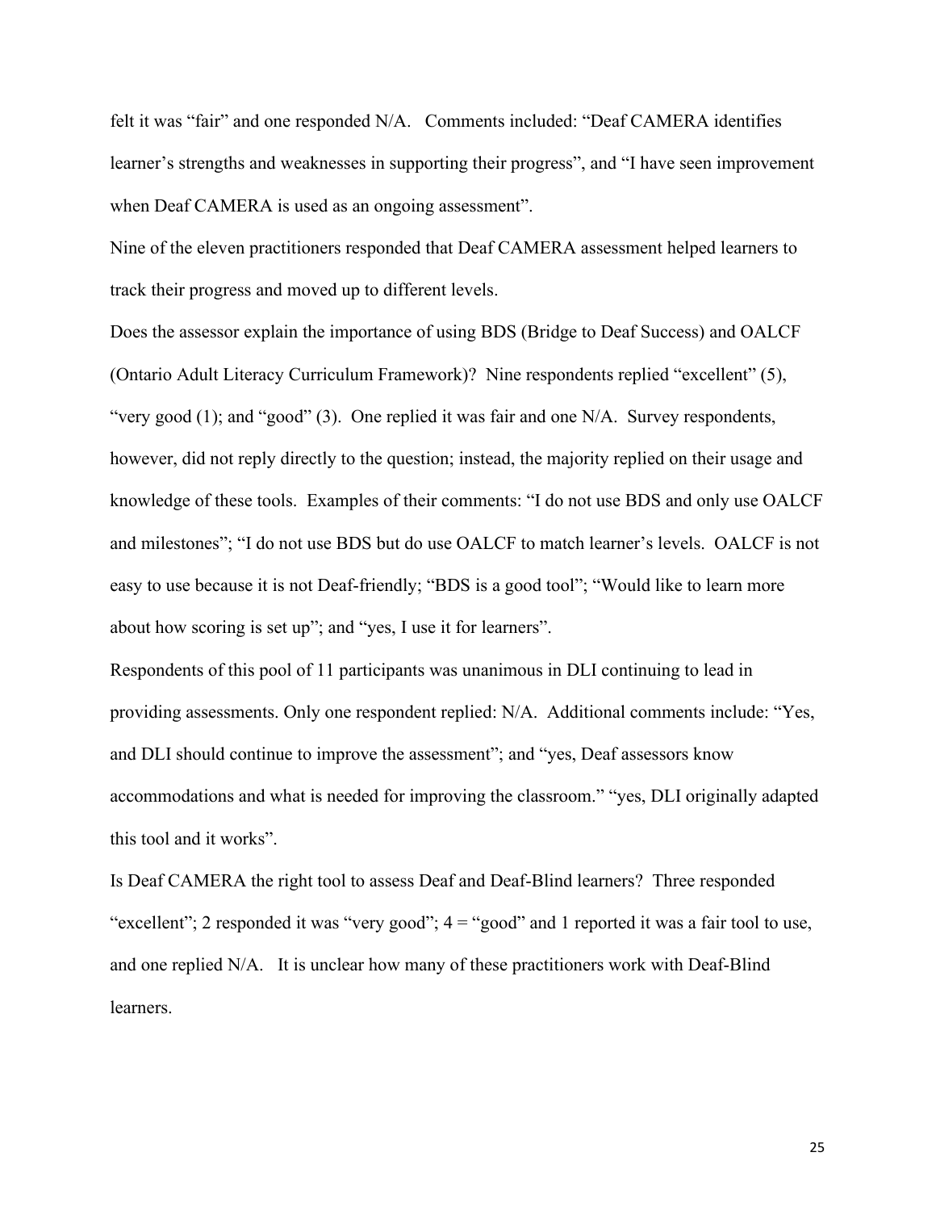felt it was "fair" and one responded N/A.   Comments included: "Deaf CAMERA identifies learner's strengths and weaknesses in supporting their progress", and "I have seen improvement when Deaf CAMERA is used as an ongoing assessment".

Nine of the eleven practitioners responded that Deaf CAMERA assessment helped learners to track their progress and moved up to different levels.

Does the assessor explain the importance of using BDS (Bridge to Deaf Success) and OALCF (Ontario Adult Literacy Curriculum Framework)?  Nine respondents replied "excellent" (5), "very good (1); and "good" (3).  One replied it was fair and one N/A.  Survey respondents, however, did not reply directly to the question; instead, the majority replied on their usage and knowledge of these tools.  Examples of their comments: "I do not use BDS and only use OALCF and milestones"; "I do not use BDS but do use OALCF to match learner's levels.  OALCF is not easy to use because it is not Deaf-friendly; "BDS is a good tool"; "Would like to learn more about how scoring is set up"; and "yes, I use it for learners".

Respondents of this pool of 11 participants was unanimous in DLI continuing to lead in providing assessments. Only one respondent replied: N/A.  Additional comments include: "Yes, and DLI should continue to improve the assessment"; and "yes, Deaf assessors know accommodations and what is needed for improving the classroom." "yes, DLI originally adapted this tool and it works".

Is Deaf CAMERA the right tool to assess Deaf and Deaf-Blind learners?  Three responded "excellent"; 2 responded it was "very good"; 4 = "good" and 1 reported it was a fair tool to use, and one replied N/A.   It is unclear how many of these practitioners work with Deaf-Blind learners.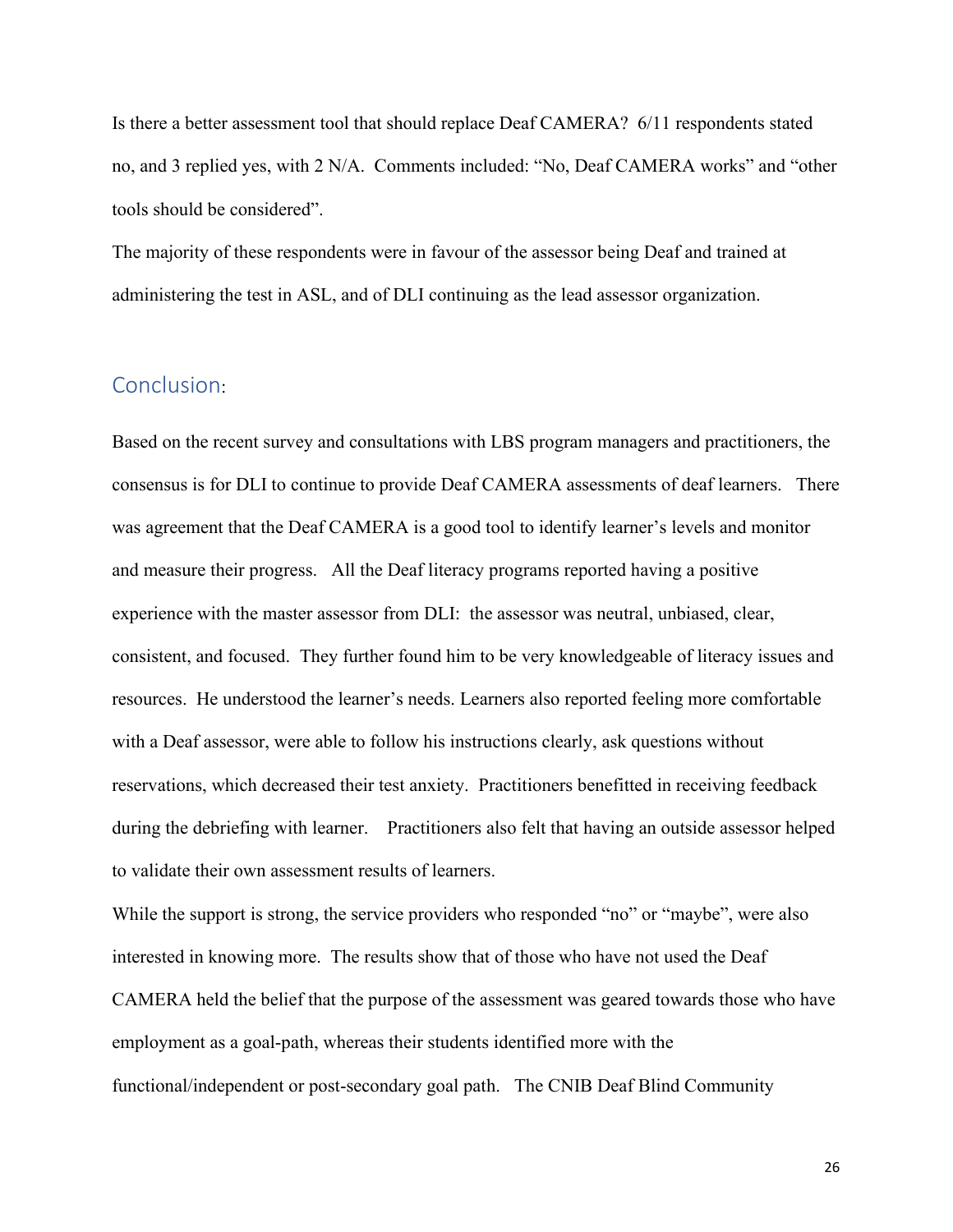Is there a better assessment tool that should replace Deaf CAMERA? 6/11 respondents stated no, and 3 replied yes, with 2 N/A. Comments included: “No, Deaf CAMERA works” and “other tools should be considered”.

The majority of these respondents were in favour of the assessor being Deaf and trained at administering the test in ASL, and of DLI continuing as the lead assessor organization.

## Conclusion:

Based on the recent survey and consultations with LBS program managers and practitioners, the consensus is for DLI to continue to provide Deaf CAMERA assessments of deaf learners. There was agreement that the Deaf CAMERA is a good tool to identify learner’s levels and monitor and measure their progress. All the Deaf literacy programs reported having a positive experience with the master assessor from DLI: the assessor was neutral, unbiased, clear, consistent, and focused. They further found him to be very knowledgeable of literacy issues and resources. He understood the learner’s needs. Learners also reported feeling more comfortable with a Deaf assessor, were able to follow his instructions clearly, ask questions without reservations, which decreased their test anxiety. Practitioners benefitted in receiving feedback during the debriefing with learner. Practitioners also felt that having an outside assessor helped to validate their own assessment results of learners.

While the support is strong, the service providers who responded “no” or “maybe”, were also interested in knowing more. The results show that of those who have not used the Deaf CAMERA held the belief that the purpose of the assessment was geared towards those who have employment as a goal-path, whereas their students identified more with the functional/independent or post-secondary goal path. The CNIB Deaf Blind Community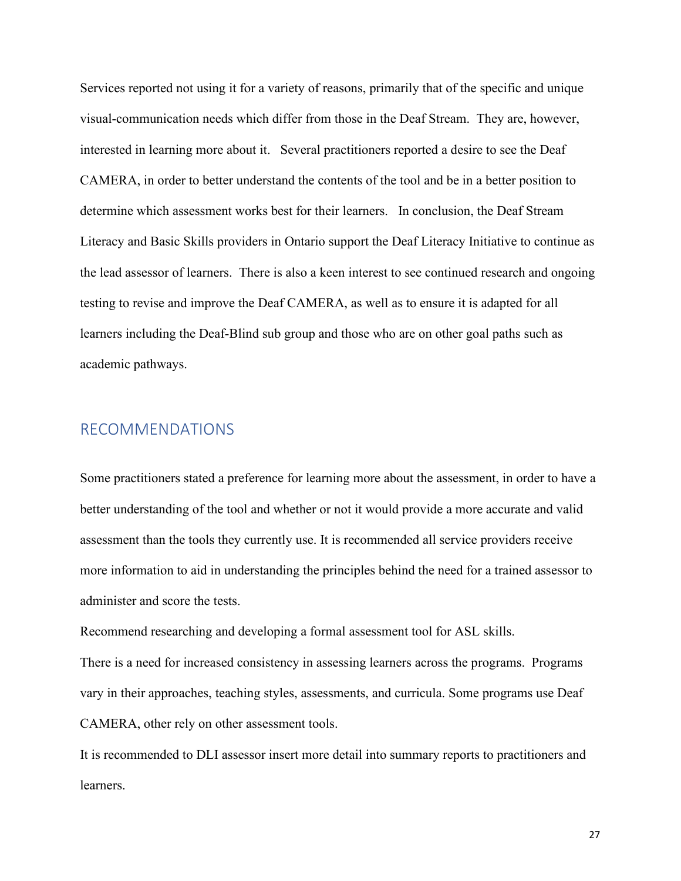Services reported not using it for a variety of reasons, primarily that of the specific and unique visual-communication needs which differ from those in the Deaf Stream. They are, however, interested in learning more about it. Several practitioners reported a desire to see the Deaf CAMERA, in order to better understand the contents of the tool and be in a better position to determine which assessment works best for their learners. In conclusion, the Deaf Stream Literacy and Basic Skills providers in Ontario support the Deaf Literacy Initiative to continue as the lead assessor of learners. There is also a keen interest to see continued research and ongoing testing to revise and improve the Deaf CAMERA, as well as to ensure it is adapted for all learners including the Deaf-Blind sub group and those who are on other goal paths such as academic pathways.

## RECOMMENDATIONS

Some practitioners stated a preference for learning more about the assessment, in order to have a better understanding of the tool and whether or not it would provide a more accurate and valid assessment than the tools they currently use. It is recommended all service providers receive more information to aid in understanding the principles behind the need for a trained assessor to administer and score the tests.

Recommend researching and developing a formal assessment tool for ASL skills.

There is a need for increased consistency in assessing learners across the programs. Programs vary in their approaches, teaching styles, assessments, and curricula. Some programs use Deaf CAMERA, other rely on other assessment tools.

It is recommended to DLI assessor insert more detail into summary reports to practitioners and learners.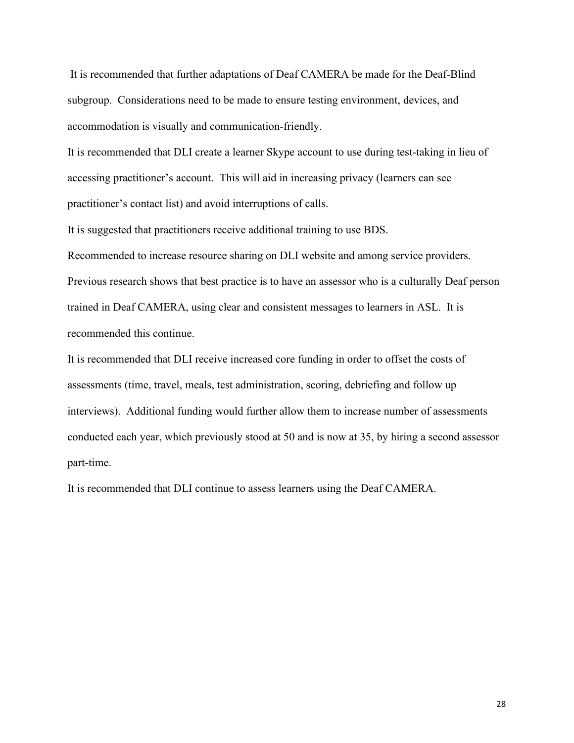It is recommended that further adaptations of Deaf CAMERA be made for the Deaf-Blind subgroup. Considerations need to be made to ensure testing environment, devices, and accommodation is visually and communication-friendly.

It is recommended that DLI create a learner Skype account to use during test-taking in lieu of accessing practitioner's account. This will aid in increasing privacy (learners can see practitioner's contact list) and avoid interruptions of calls.

It is suggested that practitioners receive additional training to use BDS.

Recommended to increase resource sharing on DLI website and among service providers.

Previous research shows that best practice is to have an assessor who is a culturally Deaf person trained in Deaf CAMERA, using clear and consistent messages to learners in ASL. It is recommended this continue.

It is recommended that DLI receive increased core funding in order to offset the costs of assessments (time, travel, meals, test administration, scoring, debriefing and follow up interviews). Additional funding would further allow them to increase number of assessments conducted each year, which previously stood at 50 and is now at 35, by hiring a second assessor part-time.

It is recommended that DLI continue to assess learners using the Deaf CAMERA.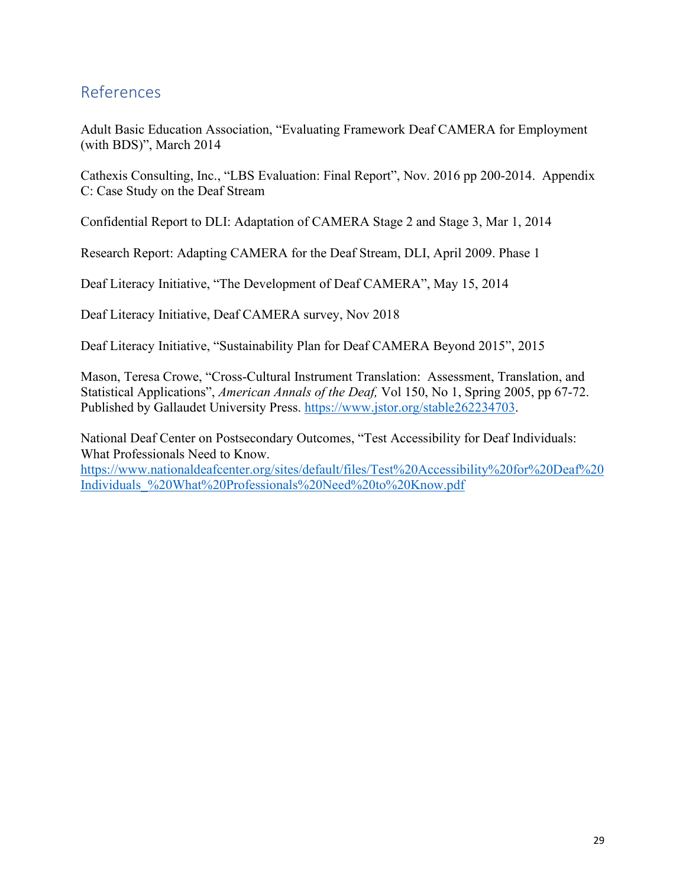## References

Adult Basic Education Association, "Evaluating Framework Deaf CAMERA for Employment (with BDS)", March 2014

Cathexis Consulting, Inc., "LBS Evaluation: Final Report", Nov. 2016 pp 200-2014. Appendix C: Case Study on the Deaf Stream

Confidential Report to DLI: Adaptation of CAMERA Stage 2 and Stage 3, Mar 1, 2014

Research Report: Adapting CAMERA for the Deaf Stream, DLI, April 2009. Phase 1

Deaf Literacy Initiative, "The Development of Deaf CAMERA", May 15, 2014

Deaf Literacy Initiative, Deaf CAMERA survey, Nov 2018

Deaf Literacy Initiative, "Sustainability Plan for Deaf CAMERA Beyond 2015", 2015

Mason, Teresa Crowe, "Cross-Cultural Instrument Translation: Assessment, Translation, and Statistical Applications", *American Annals of the Deaf,* Vol 150, No 1, Spring 2005, pp 67-72. Published by Gallaudet University Press. [https://www.jstor.org/stable262234703](https://www.jstor.org/stable262234703).

National Deaf Center on Postsecondary Outcomes, "Test Accessibility for Deaf Individuals: What Professionals Need to Know. [https://www.nationaldeafcenter.org/sites/default/files/Test%20Accessibility%20for%20Deaf%20Individuals_%20What%20Professionals%20Need%20to%20Know.pdf](https://www.nationaldeafcenter.org/sites/default/files/Test%20Accessibility%20for%20Deaf%20Individuals_%20What%20Professionals%20Need%20to%20Know.pdf)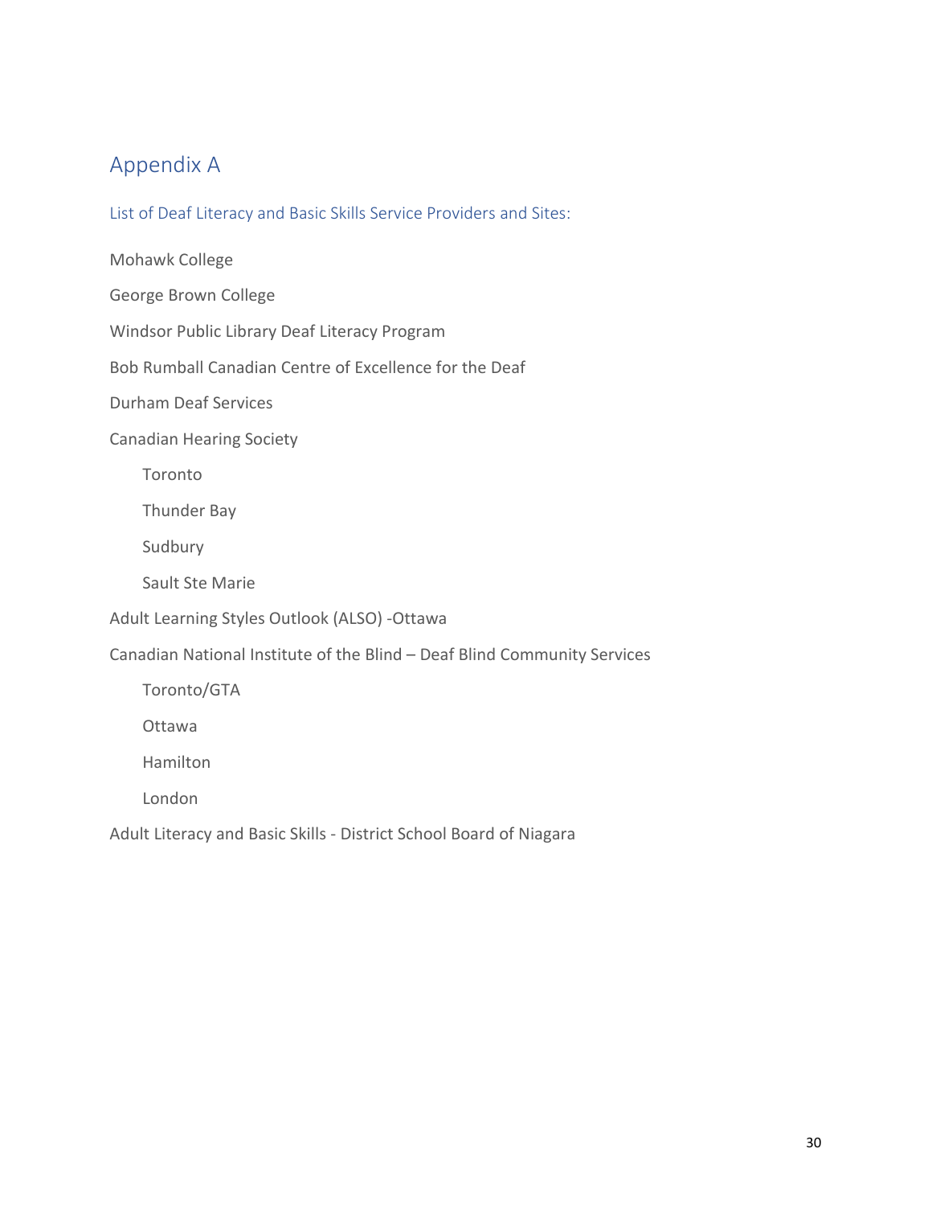# Appendix A

## List of Deaf Literacy and Basic Skills Service Providers and Sites:

Mohawk College

George Brown College

Windsor Public Library Deaf Literacy Program

Bob Rumball Canadian Centre of Excellence for the Deaf

Durham Deaf Services

Canadian Hearing Society

- Toronto
- Thunder Bay
- Sudbury
- Sault Ste Marie

Adult Learning Styles Outlook (ALSO) -Ottawa

Canadian National Institute of the Blind – Deaf Blind Community Services

- Toronto/GTA
- Ottawa
- Hamilton
- London

Adult Literacy and Basic Skills - District School Board of Niagara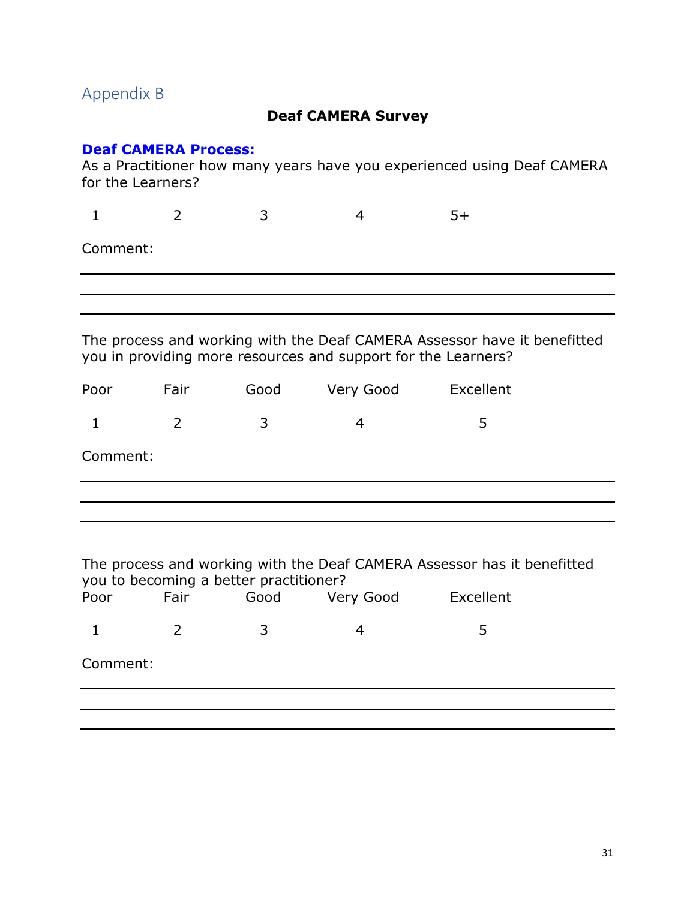## Appendix B

**Deaf CAMERA Survey**

**Deaf CAMERA Process:**

As a Practitioner how many years have you experienced using Deaf CAMERA for the Learners?

1 2 3 4 5+

Comment:

______________________________________________________________________

______________________________________________________________________

______________________________________________________________________

The process and working with the Deaf CAMERA Assessor have it benefitted you in providing more resources and support for the Learners?

| Poor | Fair | Good | Very Good | Excellent |
|---|---|---|---|---|
| 1 | 2 | 3 | 4 | 5 |

Comment:

______________________________________________________________________

______________________________________________________________________

______________________________________________________________________

The process and working with the Deaf CAMERA Assessor has it benefitted you to becoming a better practitioner?

| Poor | Fair | Good | Very Good | Excellent |
|---|---|---|---|---|
| 1 | 2 | 3 | 4 | 5 |

Comment:

______________________________________________________________________

______________________________________________________________________

______________________________________________________________________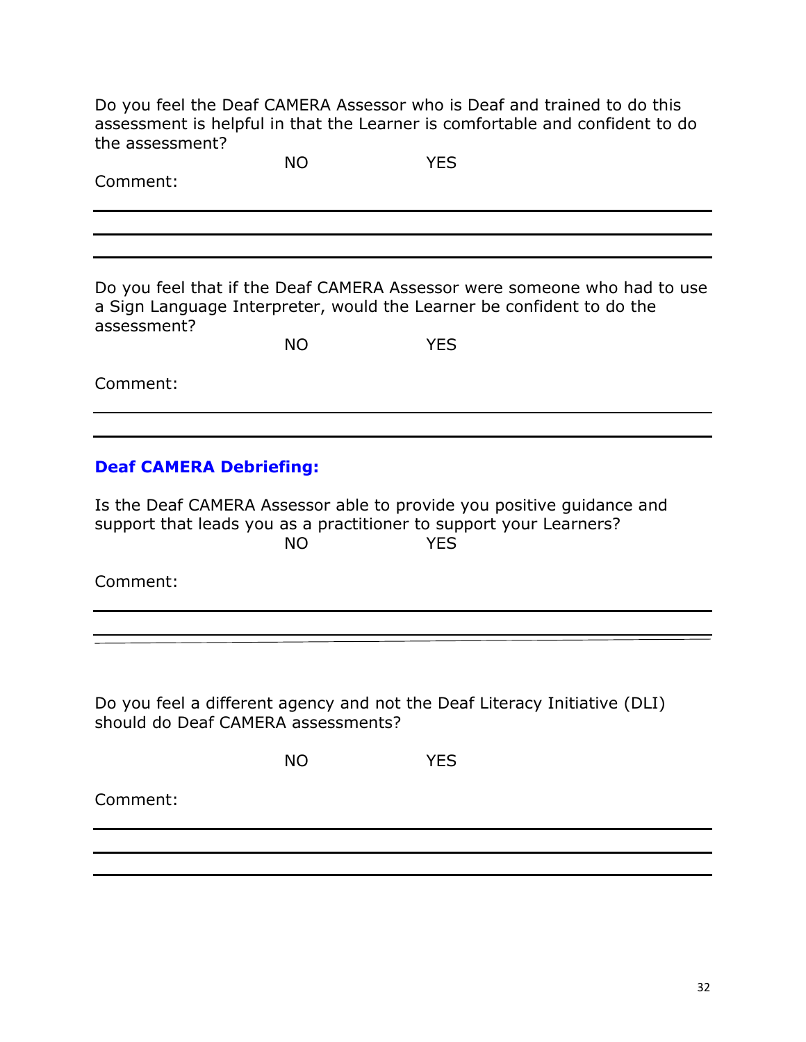Do you feel the Deaf CAMERA Assessor who is Deaf and trained to do this assessment is helpful in that the Learner is comfortable and confident to do the assessment?

NO YES

Comment:

---

---

---

Do you feel that if the Deaf CAMERA Assessor were someone who had to use a Sign Language Interpreter, would the Learner be confident to do the assessment?

NO YES

Comment:

---

---

### Deaf CAMERA Debriefing:

Is the Deaf CAMERA Assessor able to provide you positive guidance and support that leads you as a practitioner to support your Learners?

NO YES

Comment:

---

---

Do you feel a different agency and not the Deaf Literacy Initiative (DLI) should do Deaf CAMERA assessments?

NO YES

Comment:

---

---

---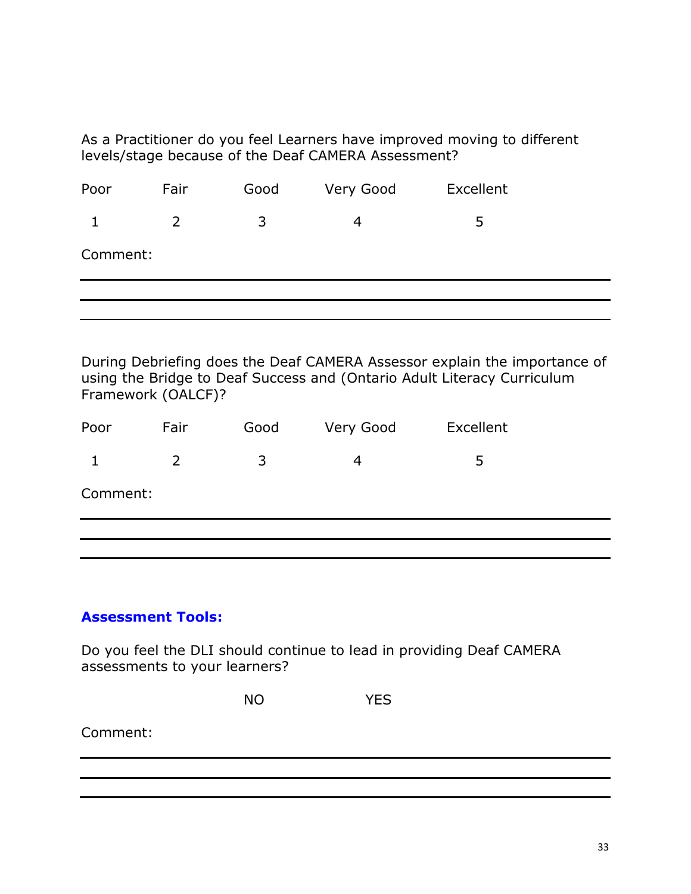As a Practitioner do you feel Learners have improved moving to different levels/stage because of the Deaf CAMERA Assessment?

| Poor | Fair | Good | Very Good | Excellent |
|---|---|---|---|---|
| 1 | 2 | 3 | 4 | 5 |

Comment:

---

---

---

During Debriefing does the Deaf CAMERA Assessor explain the importance of using the Bridge to Deaf Success and (Ontario Adult Literacy Curriculum Framework (OALCF)?

| Poor | Fair | Good | Very Good | Excellent |
|---|---|---|---|---|
| 1 | 2 | 3 | 4 | 5 |

Comment:

---

---

---

### Assessment Tools:

Do you feel the DLI should continue to lead in providing Deaf CAMERA assessments to your learners?

NO YES

Comment:

---

---

---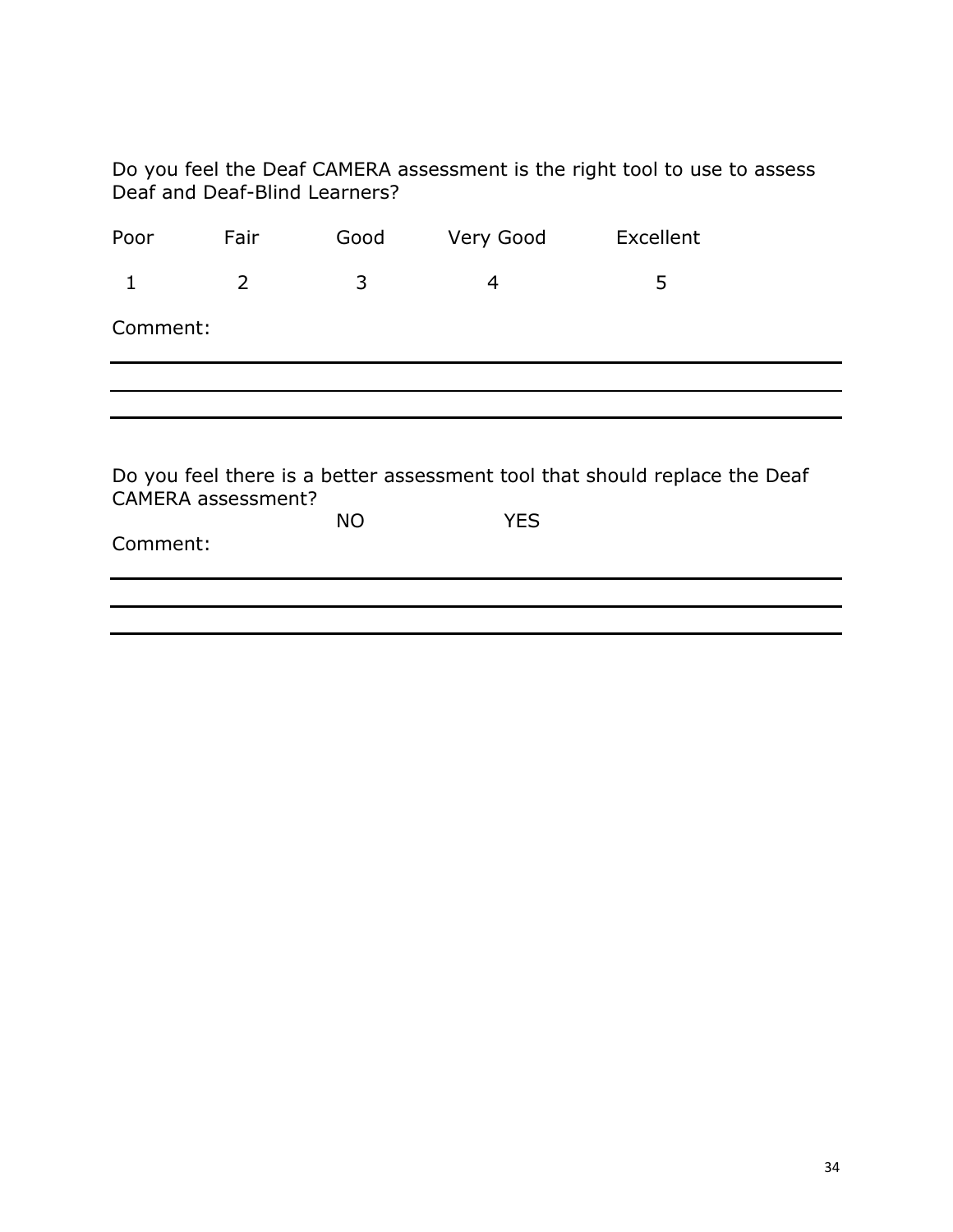Do you feel the Deaf CAMERA assessment is the right tool to use to assess Deaf and Deaf-Blind Learners?

| Poor | Fair | Good | Very Good | Excellent |
|---|---|---|---|---|
| 1 | 2 | 3 | 4 | 5 |

Comment:

---

---

---

Do you feel there is a better assessment tool that should replace the Deaf CAMERA assessment?

NO YES

Comment:

---

---

---